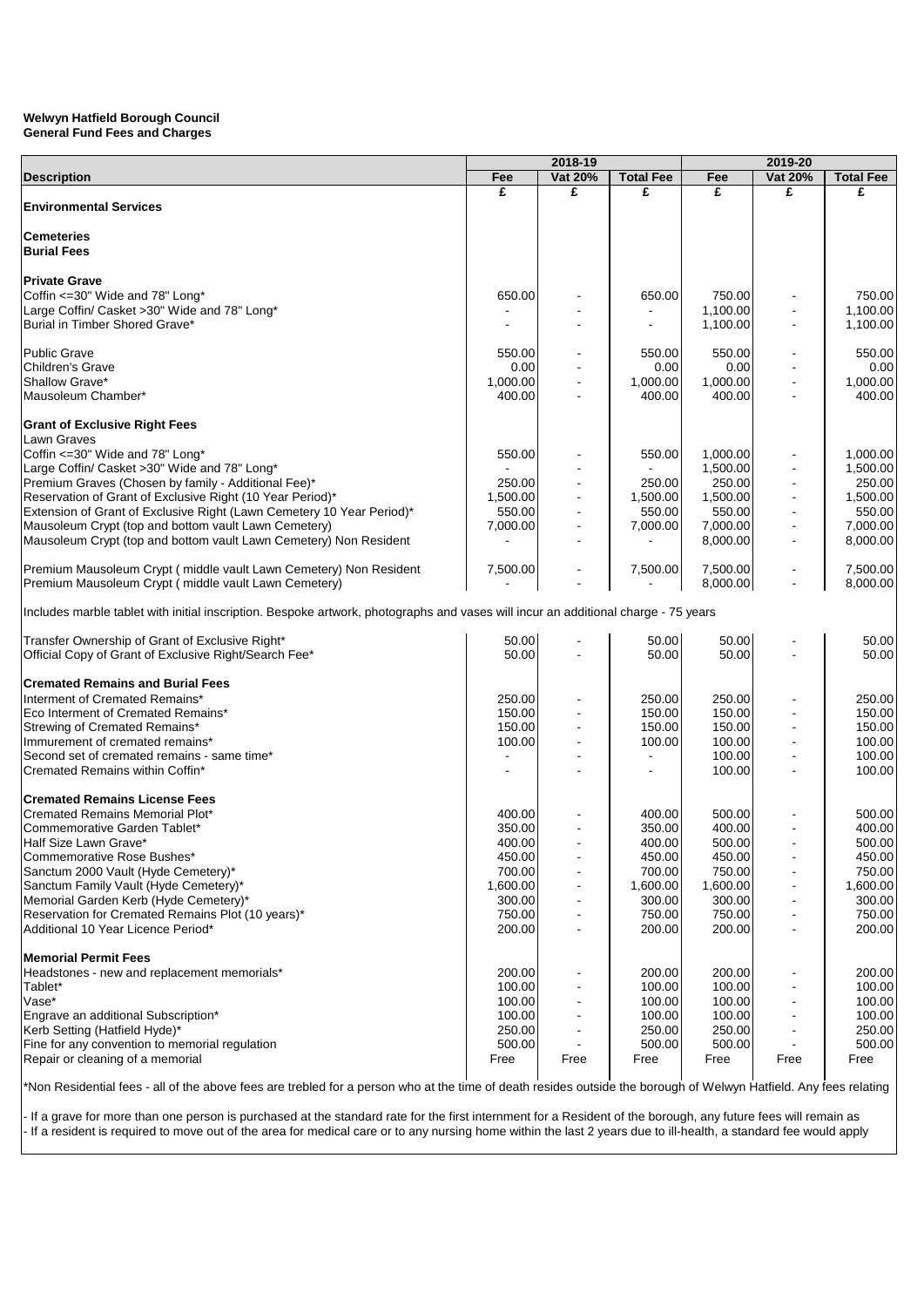**Welwyn Hatfield Borough Council**
**General Fund Fees and Charges**

| Description | 2018-19 Fee | 2018-19 Vat 20% | 2018-19 Total Fee | 2019-20 Fee | 2019-20 Vat 20% | 2019-20 Total Fee |
|---|---|---|---|---|---|---|
| | £ | £ | £ | £ | £ | £ |
| **Environmental Services** | | | | | | |
| **Cemeteries** | | | | | | |
| **Burial Fees** | | | | | | |
| **Private Grave** | | | | | | |
| Coffin <=30" Wide and 78" Long* | 650.00 | - | 650.00 | 750.00 | - | 750.00 |
| Large Coffin/ Casket >30" Wide and 78" Long* | - | - | - | 1,100.00 | - | 1,100.00 |
| Burial in Timber Shored Grave* | - | - | - | 1,100.00 | - | 1,100.00 |
| Public Grave | 550.00 | - | 550.00 | 550.00 | - | 550.00 |
| Children's Grave | 0.00 | - | 0.00 | 0.00 | - | 0.00 |
| Shallow Grave* | 1,000.00 | - | 1,000.00 | 1,000.00 | - | 1,000.00 |
| Mausoleum Chamber* | 400.00 | - | 400.00 | 400.00 | - | 400.00 |
| **Grant of Exclusive Right Fees** | | | | | | |
| Lawn Graves | | | | | | |
| Coffin <=30" Wide and 78" Long* | 550.00 | - | 550.00 | 1,000.00 | - | 1,000.00 |
| Large Coffin/ Casket >30" Wide and 78" Long* | - | - | - | 1,500.00 | - | 1,500.00 |
| Premium Graves (Chosen by family - Additional Fee)* | 250.00 | - | 250.00 | 250.00 | - | 250.00 |
| Reservation of Grant of Exclusive Right (10 Year Period)* | 1,500.00 | - | 1,500.00 | 1,500.00 | - | 1,500.00 |
| Extension of Grant of Exclusive Right (Lawn Cemetery 10 Year Period)* | 550.00 | - | 550.00 | 550.00 | - | 550.00 |
| Mausoleum Crypt (top and bottom vault Lawn Cemetery) | 7,000.00 | - | 7,000.00 | 7,000.00 | - | 7,000.00 |
| Mausoleum Crypt (top and bottom vault Lawn Cemetery) Non Resident | - | - | - | 8,000.00 | - | 8,000.00 |
| Premium Mausoleum Crypt ( middle vault Lawn Cemetery) Non Resident | 7,500.00 | - | 7,500.00 | 7,500.00 | - | 7,500.00 |
| Premium Mausoleum Crypt ( middle vault Lawn Cemetery) | - | - | - | 8,000.00 | - | 8,000.00 |
| Includes marble tablet with initial inscription. Bespoke artwork, photographs and vases will incur an additional charge - 75 years | | | | | | |
| Transfer Ownership of Grant of Exclusive Right* | 50.00 | - | 50.00 | 50.00 | - | 50.00 |
| Official Copy of Grant of Exclusive Right/Search Fee* | 50.00 | - | 50.00 | 50.00 | - | 50.00 |
| **Cremated Remains and Burial Fees** | | | | | | |
| Interment of Cremated Remains* | 250.00 | - | 250.00 | 250.00 | - | 250.00 |
| Eco Interment of Cremated Remains* | 150.00 | - | 150.00 | 150.00 | - | 150.00 |
| Strewing of Cremated Remains* | 150.00 | - | 150.00 | 150.00 | - | 150.00 |
| Immurement of cremated remains* | 100.00 | - | 100.00 | 100.00 | - | 100.00 |
| Second set of cremated remains - same time* | - | - | - | 100.00 | - | 100.00 |
| Cremated Remains within Coffin* | - | - | - | 100.00 | - | 100.00 |
| **Cremated Remains License Fees** | | | | | | |
| Cremated Remains Memorial Plot* | 400.00 | - | 400.00 | 500.00 | - | 500.00 |
| Commemorative Garden Tablet* | 350.00 | - | 350.00 | 400.00 | - | 400.00 |
| Half Size Lawn Grave* | 400.00 | - | 400.00 | 500.00 | - | 500.00 |
| Commemorative Rose Bushes* | 450.00 | - | 450.00 | 450.00 | - | 450.00 |
| Sanctum 2000 Vault (Hyde Cemetery)* | 700.00 | - | 700.00 | 750.00 | - | 750.00 |
| Sanctum Family Vault (Hyde Cemetery)* | 1,600.00 | - | 1,600.00 | 1,600.00 | - | 1,600.00 |
| Memorial Garden Kerb (Hyde Cemetery)* | 300.00 | - | 300.00 | 300.00 | - | 300.00 |
| Reservation for Cremated Remains Plot (10 years)* | 750.00 | - | 750.00 | 750.00 | - | 750.00 |
| Additional 10 Year Licence Period* | 200.00 | - | 200.00 | 200.00 | - | 200.00 |
| **Memorial Permit Fees** | | | | | | |
| Headstones - new and replacement memorials* | 200.00 | - | 200.00 | 200.00 | - | 200.00 |
| Tablet* | 100.00 | - | 100.00 | 100.00 | - | 100.00 |
| Vase* | 100.00 | - | 100.00 | 100.00 | - | 100.00 |
| Engrave an additional Subscription* | 100.00 | - | 100.00 | 100.00 | - | 100.00 |
| Kerb Setting (Hatfield Hyde)* | 250.00 | - | 250.00 | 250.00 | - | 250.00 |
| Fine for any convention to memorial regulation | 500.00 | - | 500.00 | 500.00 | - | 500.00 |
| Repair or cleaning of a memorial | Free | Free | Free | Free | Free | Free |

*Non Residential fees - all of the above fees are trebled for a person who at the time of death resides outside the borough of Welwyn Hatfield. Any fees relating

- If a grave for more than one person is purchased at the standard rate for the first internment for a Resident of the borough, any future fees will remain as
- If a resident is required to move out of the area for medical care or to any nursing home within the last 2 years due to ill-health, a standard fee would apply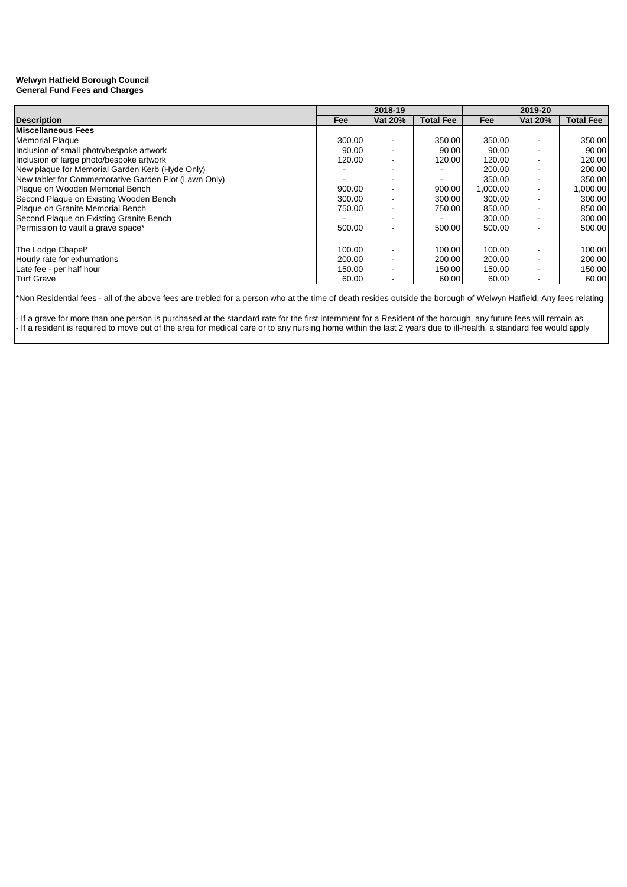**Welwyn Hatfield Borough Council**
**General Fund Fees and Charges**

| | 2018-19 | | | 2019-20 | | |
|---|---|---|---|---|---|---|
| **Description** | **Fee** | **Vat 20%** | **Total Fee** | **Fee** | **Vat 20%** | **Total Fee** |
| **Miscellaneous Fees** | | | | | | |
| Memorial Plaque | 300.00 | - | 350.00 | 350.00 | - | 350.00 |
| Inclusion of small photo/bespoke artwork | 90.00 | - | 90.00 | 90.00 | - | 90.00 |
| Inclusion of large photo/bespoke artwork | 120.00 | - | 120.00 | 120.00 | - | 120.00 |
| New plaque for Memorial Garden Kerb (Hyde Only) | - | - | - | 200.00 | - | 200.00 |
| New tablet for Commemorative Garden Plot (Lawn Only) | - | - | - | 350.00 | - | 350.00 |
| Plaque on Wooden Memorial Bench | 900.00 | - | 900.00 | 1,000.00 | - | 1,000.00 |
| Second Plaque on Existing Wooden Bench | 300.00 | - | 300.00 | 300.00 | - | 300.00 |
| Plaque on Granite Memorial Bench | 750.00 | - | 750.00 | 850.00 | - | 850.00 |
| Second Plaque on Existing Granite Bench | - | - | - | 300.00 | - | 300.00 |
| Permission to vault a grave space* | 500.00 | - | 500.00 | 500.00 | - | 500.00 |
| | | | | | | |
| The Lodge Chapel* | 100.00 | - | 100.00 | 100.00 | - | 100.00 |
| Hourly rate for exhumations | 200.00 | - | 200.00 | 200.00 | - | 200.00 |
| Late fee - per half hour | 150.00 | - | 150.00 | 150.00 | - | 150.00 |
| Turf Grave | 60.00 | - | 60.00 | 60.00 | - | 60.00 |

*Non Residential fees - all of the above fees are trebled for a person who at the time of death resides outside the borough of Welwyn Hatfield. Any fees relating

- If a grave for more than one person is purchased at the standard rate for the first internment for a Resident of the borough, any future fees will remain as
- If a resident is required to move out of the area for medical care or to any nursing home within the last 2 years due to ill-health, a standard fee would apply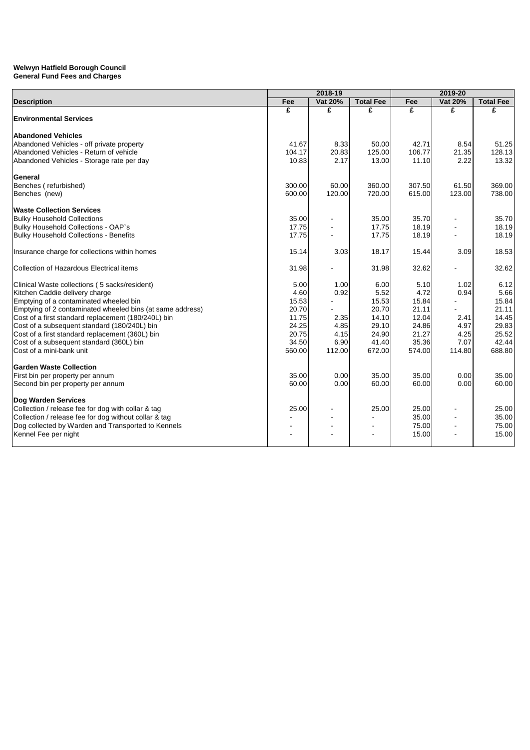**Welwyn Hatfield Borough Council**
**General Fund Fees and Charges**

| Description | 2018-19 | | | 2019-20 | | |
|---|---|---|---|---|---|---|
| | Fee | Vat 20% | Total Fee | Fee | Vat 20% | Total Fee |
| | £ | £ | £ | £ | £ | £ |
| **Environmental Services** | | | | | | |
| **Abandoned Vehicles** | | | | | | |
| Abandoned Vehicles - off private property | 41.67 | 8.33 | 50.00 | 42.71 | 8.54 | 51.25 |
| Abandoned Vehicles - Return of vehicle | 104.17 | 20.83 | 125.00 | 106.77 | 21.35 | 128.13 |
| Abandoned Vehicles - Storage rate per day | 10.83 | 2.17 | 13.00 | 11.10 | 2.22 | 13.32 |
| **General** | | | | | | |
| Benches ( refurbished) | 300.00 | 60.00 | 360.00 | 307.50 | 61.50 | 369.00 |
| Benches (new) | 600.00 | 120.00 | 720.00 | 615.00 | 123.00 | 738.00 |
| **Waste Collection Services** | | | | | | |
| Bulky Household Collections | 35.00 | - | 35.00 | 35.70 | - | 35.70 |
| Bulky Household Collections - OAP`s | 17.75 | - | 17.75 | 18.19 | - | 18.19 |
| Bulky Household Collections - Benefits | 17.75 | - | 17.75 | 18.19 | - | 18.19 |
| Insurance charge for collections within homes | 15.14 | 3.03 | 18.17 | 15.44 | 3.09 | 18.53 |
| Collection of Hazardous Electrical items | 31.98 | - | 31.98 | 32.62 | - | 32.62 |
| Clinical Waste collections ( 5 sacks/resident) | 5.00 | 1.00 | 6.00 | 5.10 | 1.02 | 6.12 |
| Kitchen Caddie delivery charge | 4.60 | 0.92 | 5.52 | 4.72 | 0.94 | 5.66 |
| Emptying of a contaminated wheeled bin | 15.53 | - | 15.53 | 15.84 | - | 15.84 |
| Emptying of 2 contaminated wheeled bins (at same address) | 20.70 | - | 20.70 | 21.11 | - | 21.11 |
| Cost of a first standard replacement (180/240L) bin | 11.75 | 2.35 | 14.10 | 12.04 | 2.41 | 14.45 |
| Cost of a subsequent standard (180/240L) bin | 24.25 | 4.85 | 29.10 | 24.86 | 4.97 | 29.83 |
| Cost of a first standard replacement (360L) bin | 20.75 | 4.15 | 24.90 | 21.27 | 4.25 | 25.52 |
| Cost of a subsequent standard (360L) bin | 34.50 | 6.90 | 41.40 | 35.36 | 7.07 | 42.44 |
| Cost of a mini-bank unit | 560.00 | 112.00 | 672.00 | 574.00 | 114.80 | 688.80 |
| **Garden Waste Collection** | | | | | | |
| First bin per property per annum | 35.00 | 0.00 | 35.00 | 35.00 | 0.00 | 35.00 |
| Second bin per property per annum | 60.00 | 0.00 | 60.00 | 60.00 | 0.00 | 60.00 |
| **Dog Warden Services** | | | | | | |
| Collection / release fee for dog with collar & tag | 25.00 | - | 25.00 | 25.00 | - | 25.00 |
| Collection / release fee for dog without collar & tag | - | - | - | 35.00 | - | 35.00 |
| Dog collected by Warden and Transported to Kennels | - | - | - | 75.00 | - | 75.00 |
| Kennel Fee per night | - | - | - | 15.00 | - | 15.00 |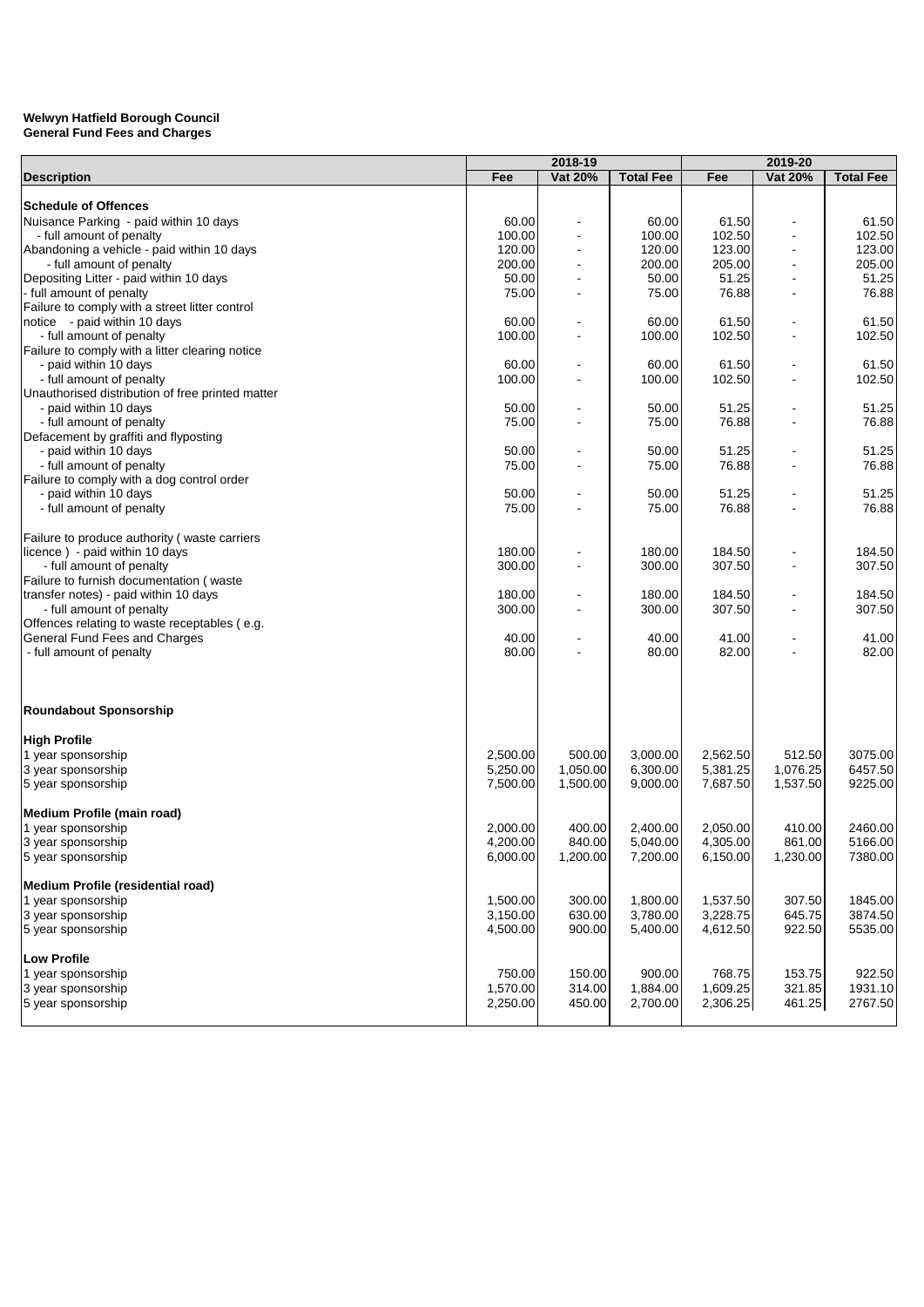**Welwyn Hatfield Borough Council**
**General Fund Fees and Charges**

| Description | 2018-19 | | | 2019-20 | | |
|---|---|---|---|---|---|---|
| | Fee | Vat 20% | Total Fee | Fee | Vat 20% | Total Fee |
| **Schedule of Offences** | | | | | | |
| Nuisance Parking - paid within 10 days | 60.00 | - | 60.00 | 61.50 | - | 61.50 |
| - full amount of penalty | 100.00 | - | 100.00 | 102.50 | - | 102.50 |
| Abandoning a vehicle - paid within 10 days | 120.00 | - | 120.00 | 123.00 | - | 123.00 |
| - full amount of penalty | 200.00 | - | 200.00 | 205.00 | - | 205.00 |
| Depositing Litter - paid within 10 days | 50.00 | - | 50.00 | 51.25 | - | 51.25 |
| - full amount of penalty | 75.00 | - | 75.00 | 76.88 | - | 76.88 |
| Failure to comply with a street litter control notice - paid within 10 days | 60.00 | - | 60.00 | 61.50 | - | 61.50 |
| - full amount of penalty | 100.00 | - | 100.00 | 102.50 | - | 102.50 |
| Failure to comply with a litter clearing notice | | | | | | |
| - paid within 10 days | 60.00 | - | 60.00 | 61.50 | - | 61.50 |
| - full amount of penalty | 100.00 | - | 100.00 | 102.50 | - | 102.50 |
| Unauthorised distribution of free printed matter | | | | | | |
| - paid within 10 days | 50.00 | - | 50.00 | 51.25 | - | 51.25 |
| - full amount of penalty | 75.00 | - | 75.00 | 76.88 | - | 76.88 |
| Defacement by graffiti and flyposting | | | | | | |
| - paid within 10 days | 50.00 | - | 50.00 | 51.25 | - | 51.25 |
| - full amount of penalty | 75.00 | - | 75.00 | 76.88 | - | 76.88 |
| Failure to comply with a dog control order | | | | | | |
| - paid within 10 days | 50.00 | - | 50.00 | 51.25 | - | 51.25 |
| - full amount of penalty | 75.00 | - | 75.00 | 76.88 | - | 76.88 |
| Failure to produce authority ( waste carriers licence ) - paid within 10 days | 180.00 | - | 180.00 | 184.50 | - | 184.50 |
| - full amount of penalty | 300.00 | - | 300.00 | 307.50 | - | 307.50 |
| Failure to furnish documentation ( waste transfer notes) - paid within 10 days | 180.00 | - | 180.00 | 184.50 | - | 184.50 |
| - full amount of penalty | 300.00 | - | 300.00 | 307.50 | - | 307.50 |
| Offences relating to waste receptables ( e.g. General Fund Fees and Charges | 40.00 | - | 40.00 | 41.00 | - | 41.00 |
| - full amount of penalty | 80.00 | - | 80.00 | 82.00 | - | 82.00 |
| **Roundabout Sponsorship** | | | | | | |
| **High Profile** | | | | | | |
| 1 year sponsorship | 2,500.00 | 500.00 | 3,000.00 | 2,562.50 | 512.50 | 3075.00 |
| 3 year sponsorship | 5,250.00 | 1,050.00 | 6,300.00 | 5,381.25 | 1,076.25 | 6457.50 |
| 5 year sponsorship | 7,500.00 | 1,500.00 | 9,000.00 | 7,687.50 | 1,537.50 | 9225.00 |
| **Medium Profile (main road)** | | | | | | |
| 1 year sponsorship | 2,000.00 | 400.00 | 2,400.00 | 2,050.00 | 410.00 | 2460.00 |
| 3 year sponsorship | 4,200.00 | 840.00 | 5,040.00 | 4,305.00 | 861.00 | 5166.00 |
| 5 year sponsorship | 6,000.00 | 1,200.00 | 7,200.00 | 6,150.00 | 1,230.00 | 7380.00 |
| **Medium Profile (residential road)** | | | | | | |
| 1 year sponsorship | 1,500.00 | 300.00 | 1,800.00 | 1,537.50 | 307.50 | 1845.00 |
| 3 year sponsorship | 3,150.00 | 630.00 | 3,780.00 | 3,228.75 | 645.75 | 3874.50 |
| 5 year sponsorship | 4,500.00 | 900.00 | 5,400.00 | 4,612.50 | 922.50 | 5535.00 |
| **Low Profile** | | | | | | |
| 1 year sponsorship | 750.00 | 150.00 | 900.00 | 768.75 | 153.75 | 922.50 |
| 3 year sponsorship | 1,570.00 | 314.00 | 1,884.00 | 1,609.25 | 321.85 | 1931.10 |
| 5 year sponsorship | 2,250.00 | 450.00 | 2,700.00 | 2,306.25 | 461.25 | 2767.50 |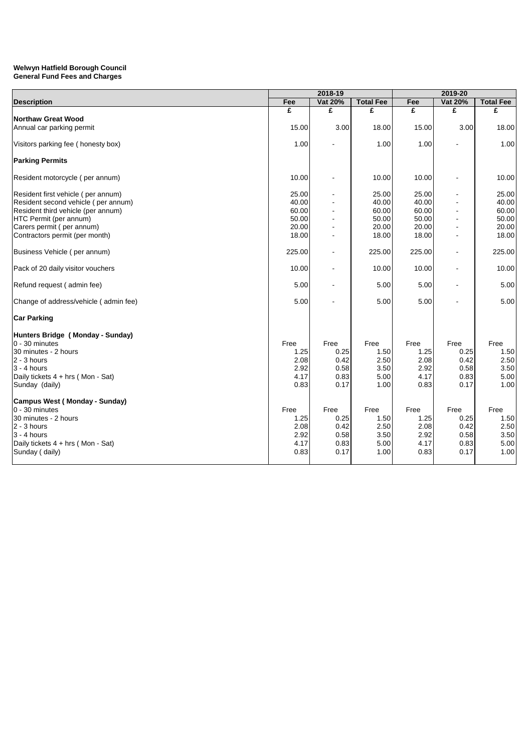**Welwyn Hatfield Borough Council**
**General Fund Fees and Charges**

| Description | 2018-19 | | | 2019-20 | | |
|---|---|---|---|---|---|---|
| | Fee | Vat 20% | Total Fee | Fee | Vat 20% | Total Fee |
| | £ | £ | £ | £ | £ | £ |
| **Northaw Great Wood** | | | | | | |
| Annual car parking permit | 15.00 | 3.00 | 18.00 | 15.00 | 3.00 | 18.00 |
| Visitors parking fee ( honesty box) | 1.00 | - | 1.00 | 1.00 | - | 1.00 |
| **Parking Permits** | | | | | | |
| Resident motorcycle ( per annum) | 10.00 | - | 10.00 | 10.00 | - | 10.00 |
| Resident first vehicle ( per annum) | 25.00 | - | 25.00 | 25.00 | - | 25.00 |
| Resident second vehicle ( per annum) | 40.00 | - | 40.00 | 40.00 | - | 40.00 |
| Resident third vehicle (per annum) | 60.00 | - | 60.00 | 60.00 | - | 60.00 |
| HTC Permit (per annum) | 50.00 | - | 50.00 | 50.00 | - | 50.00 |
| Carers permit ( per annum) | 20.00 | - | 20.00 | 20.00 | - | 20.00 |
| Contractors permit (per month) | 18.00 | - | 18.00 | 18.00 | - | 18.00 |
| Business Vehicle ( per annum) | 225.00 | - | 225.00 | 225.00 | - | 225.00 |
| Pack of 20 daily visitor vouchers | 10.00 | - | 10.00 | 10.00 | - | 10.00 |
| Refund request ( admin fee) | 5.00 | - | 5.00 | 5.00 | - | 5.00 |
| Change of address/vehicle ( admin fee) | 5.00 | - | 5.00 | 5.00 | - | 5.00 |
| **Car Parking** | | | | | | |
| **Hunters Bridge ( Monday - Sunday)** | | | | | | |
| 0 - 30 minutes | Free | Free | Free | Free | Free | Free |
| 30 minutes - 2 hours | 1.25 | 0.25 | 1.50 | 1.25 | 0.25 | 1.50 |
| 2 - 3 hours | 2.08 | 0.42 | 2.50 | 2.08 | 0.42 | 2.50 |
| 3 - 4 hours | 2.92 | 0.58 | 3.50 | 2.92 | 0.58 | 3.50 |
| Daily tickets 4 + hrs ( Mon - Sat) | 4.17 | 0.83 | 5.00 | 4.17 | 0.83 | 5.00 |
| Sunday (daily) | 0.83 | 0.17 | 1.00 | 0.83 | 0.17 | 1.00 |
| **Campus West ( Monday - Sunday)** | | | | | | |
| 0 - 30 minutes | Free | Free | Free | Free | Free | Free |
| 30 minutes - 2 hours | 1.25 | 0.25 | 1.50 | 1.25 | 0.25 | 1.50 |
| 2 - 3 hours | 2.08 | 0.42 | 2.50 | 2.08 | 0.42 | 2.50 |
| 3 - 4 hours | 2.92 | 0.58 | 3.50 | 2.92 | 0.58 | 3.50 |
| Daily tickets 4 + hrs ( Mon - Sat) | 4.17 | 0.83 | 5.00 | 4.17 | 0.83 | 5.00 |
| Sunday ( daily) | 0.83 | 0.17 | 1.00 | 0.83 | 0.17 | 1.00 |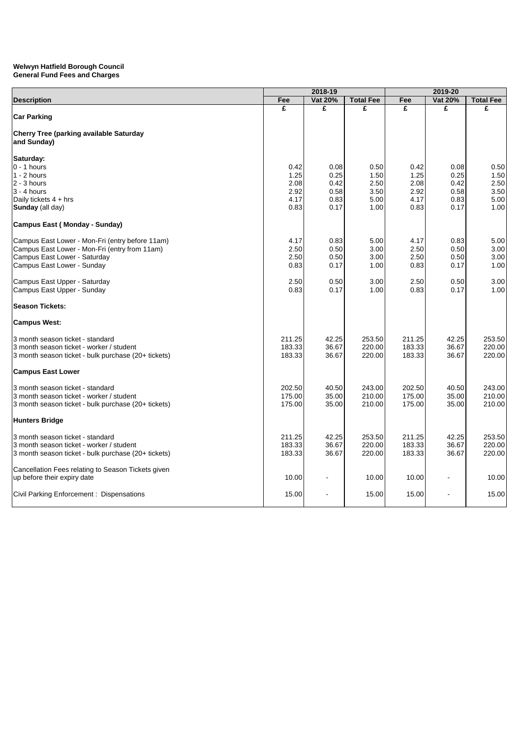**Welwyn Hatfield Borough Council**
**General Fund Fees and Charges**

| Description | 2018-19 | | | 2019-20 | | |
|---|---|---|---|---|---|---|
| | Fee | Vat 20% | Total Fee | Fee | Vat 20% | Total Fee |
| | £ | £ | £ | £ | £ | £ |
| **Car Parking** | | | | | | |
| **Cherry Tree (parking available Saturday and Sunday)** | | | | | | |
| **Saturday:** | | | | | | |
| 0 - 1 hours | 0.42 | 0.08 | 0.50 | 0.42 | 0.08 | 0.50 |
| 1 - 2 hours | 1.25 | 0.25 | 1.50 | 1.25 | 0.25 | 1.50 |
| 2 - 3 hours | 2.08 | 0.42 | 2.50 | 2.08 | 0.42 | 2.50 |
| 3 - 4 hours | 2.92 | 0.58 | 3.50 | 2.92 | 0.58 | 3.50 |
| Daily tickets 4 + hrs | 4.17 | 0.83 | 5.00 | 4.17 | 0.83 | 5.00 |
| **Sunday** (all day) | 0.83 | 0.17 | 1.00 | 0.83 | 0.17 | 1.00 |
| **Campus East ( Monday - Sunday)** | | | | | | |
| Campus East Lower - Mon-Fri (entry before 11am) | 4.17 | 0.83 | 5.00 | 4.17 | 0.83 | 5.00 |
| Campus East Lower - Mon-Fri (entry from 11am) | 2.50 | 0.50 | 3.00 | 2.50 | 0.50 | 3.00 |
| Campus East Lower - Saturday | 2.50 | 0.50 | 3.00 | 2.50 | 0.50 | 3.00 |
| Campus East Lower - Sunday | 0.83 | 0.17 | 1.00 | 0.83 | 0.17 | 1.00 |
| Campus East Upper - Saturday | 2.50 | 0.50 | 3.00 | 2.50 | 0.50 | 3.00 |
| Campus East Upper - Sunday | 0.83 | 0.17 | 1.00 | 0.83 | 0.17 | 1.00 |
| **Season Tickets:** | | | | | | |
| **Campus West:** | | | | | | |
| 3 month season ticket - standard | 211.25 | 42.25 | 253.50 | 211.25 | 42.25 | 253.50 |
| 3 month season ticket - worker / student | 183.33 | 36.67 | 220.00 | 183.33 | 36.67 | 220.00 |
| 3 month season ticket - bulk purchase (20+ tickets) | 183.33 | 36.67 | 220.00 | 183.33 | 36.67 | 220.00 |
| **Campus East Lower** | | | | | | |
| 3 month season ticket - standard | 202.50 | 40.50 | 243.00 | 202.50 | 40.50 | 243.00 |
| 3 month season ticket - worker / student | 175.00 | 35.00 | 210.00 | 175.00 | 35.00 | 210.00 |
| 3 month season ticket - bulk purchase (20+ tickets) | 175.00 | 35.00 | 210.00 | 175.00 | 35.00 | 210.00 |
| **Hunters Bridge** | | | | | | |
| 3 month season ticket - standard | 211.25 | 42.25 | 253.50 | 211.25 | 42.25 | 253.50 |
| 3 month season ticket - worker / student | 183.33 | 36.67 | 220.00 | 183.33 | 36.67 | 220.00 |
| 3 month season ticket - bulk purchase (20+ tickets) | 183.33 | 36.67 | 220.00 | 183.33 | 36.67 | 220.00 |
| Cancellation Fees relating to Season Tickets given up before their expiry date | 10.00 | - | 10.00 | 10.00 | - | 10.00 |
| Civil Parking Enforcement : Dispensations | 15.00 | - | 15.00 | 15.00 | - | 15.00 |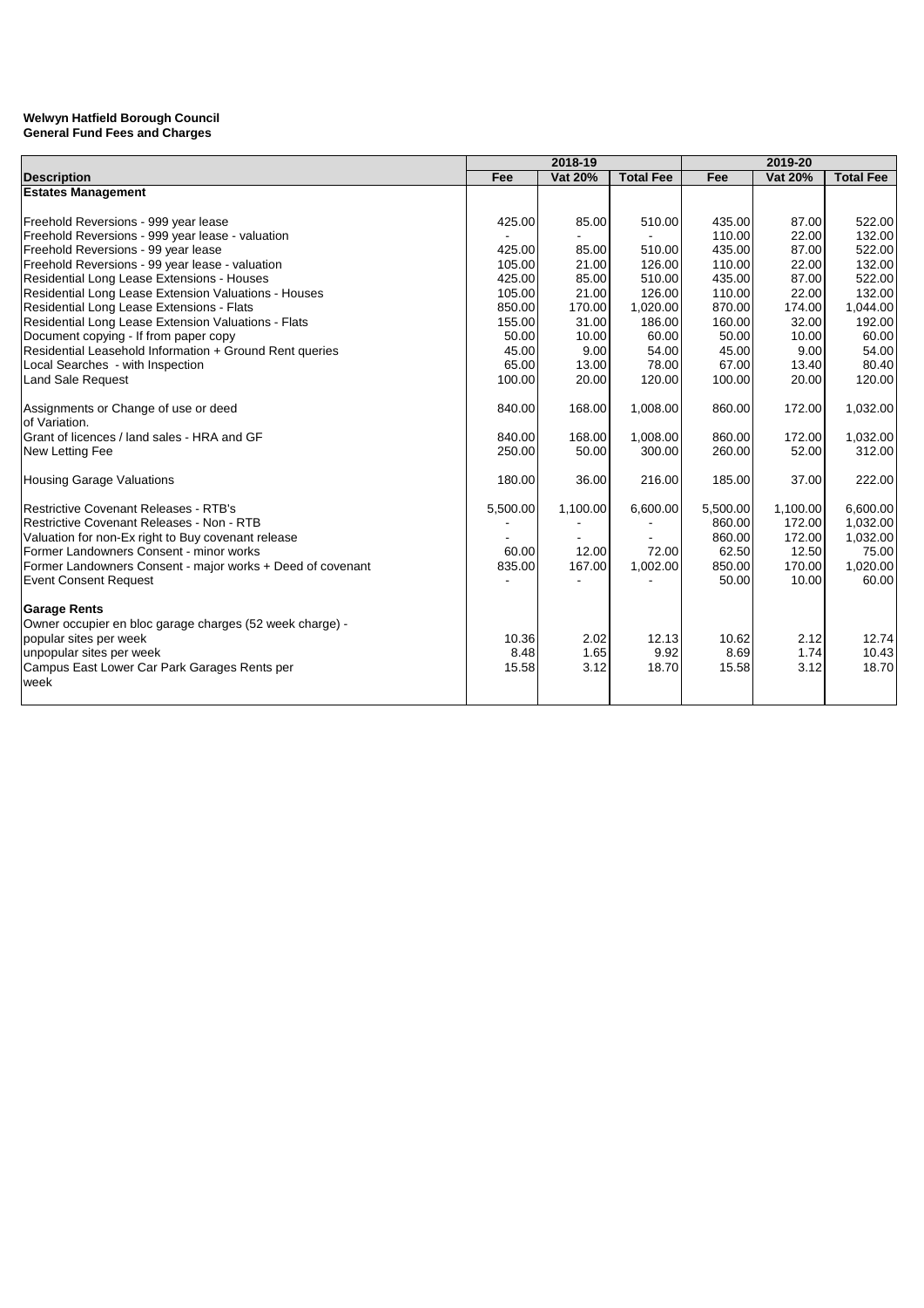**Welwyn Hatfield Borough Council**
**General Fund Fees and Charges**

| | 2018-19 | | | 2019-20 | | |
|---|---|---|---|---|---|---|
| **Description** | **Fee** | **Vat 20%** | **Total Fee** | **Fee** | **Vat 20%** | **Total Fee** |
| **Estates Management** | | | | | | |
| Freehold Reversions - 999 year lease | 425.00 | 85.00 | 510.00 | 435.00 | 87.00 | 522.00 |
| Freehold Reversions - 999 year lease - valuation | - | - | - | 110.00 | 22.00 | 132.00 |
| Freehold Reversions - 99 year lease | 425.00 | 85.00 | 510.00 | 435.00 | 87.00 | 522.00 |
| Freehold Reversions - 99 year lease - valuation | 105.00 | 21.00 | 126.00 | 110.00 | 22.00 | 132.00 |
| Residential Long Lease Extensions - Houses | 425.00 | 85.00 | 510.00 | 435.00 | 87.00 | 522.00 |
| Residential Long Lease Extension Valuations - Houses | 105.00 | 21.00 | 126.00 | 110.00 | 22.00 | 132.00 |
| Residential Long Lease Extensions - Flats | 850.00 | 170.00 | 1,020.00 | 870.00 | 174.00 | 1,044.00 |
| Residential Long Lease Extension Valuations - Flats | 155.00 | 31.00 | 186.00 | 160.00 | 32.00 | 192.00 |
| Document copying - If from paper copy | 50.00 | 10.00 | 60.00 | 50.00 | 10.00 | 60.00 |
| Residential Leasehold Information + Ground Rent queries | 45.00 | 9.00 | 54.00 | 45.00 | 9.00 | 54.00 |
| Local Searches - with Inspection | 65.00 | 13.00 | 78.00 | 67.00 | 13.40 | 80.40 |
| Land Sale Request | 100.00 | 20.00 | 120.00 | 100.00 | 20.00 | 120.00 |
| Assignments or Change of use or deed of Variation. | 840.00 | 168.00 | 1,008.00 | 860.00 | 172.00 | 1,032.00 |
| Grant of licences / land sales - HRA and GF | 840.00 | 168.00 | 1,008.00 | 860.00 | 172.00 | 1,032.00 |
| New Letting Fee | 250.00 | 50.00 | 300.00 | 260.00 | 52.00 | 312.00 |
| Housing Garage Valuations | 180.00 | 36.00 | 216.00 | 185.00 | 37.00 | 222.00 |
| Restrictive Covenant Releases - RTB's | 5,500.00 | 1,100.00 | 6,600.00 | 5,500.00 | 1,100.00 | 6,600.00 |
| Restrictive Covenant Releases - Non - RTB | - | - | - | 860.00 | 172.00 | 1,032.00 |
| Valuation for non-Ex right to Buy covenant release | - | - | - | 860.00 | 172.00 | 1,032.00 |
| Former Landowners Consent - minor works | 60.00 | 12.00 | 72.00 | 62.50 | 12.50 | 75.00 |
| Former Landowners Consent - major works + Deed of covenant | 835.00 | 167.00 | 1,002.00 | 850.00 | 170.00 | 1,020.00 |
| Event Consent Request | - | - | - | 50.00 | 10.00 | 60.00 |
| **Garage Rents** | | | | | | |
| Owner occupier en bloc garage charges (52 week charge) - | | | | | | |
| popular sites per week | 10.36 | 2.02 | 12.13 | 10.62 | 2.12 | 12.74 |
| unpopular sites per week | 8.48 | 1.65 | 9.92 | 8.69 | 1.74 | 10.43 |
| Campus East Lower Car Park Garages Rents per week | 15.58 | 3.12 | 18.70 | 15.58 | 3.12 | 18.70 |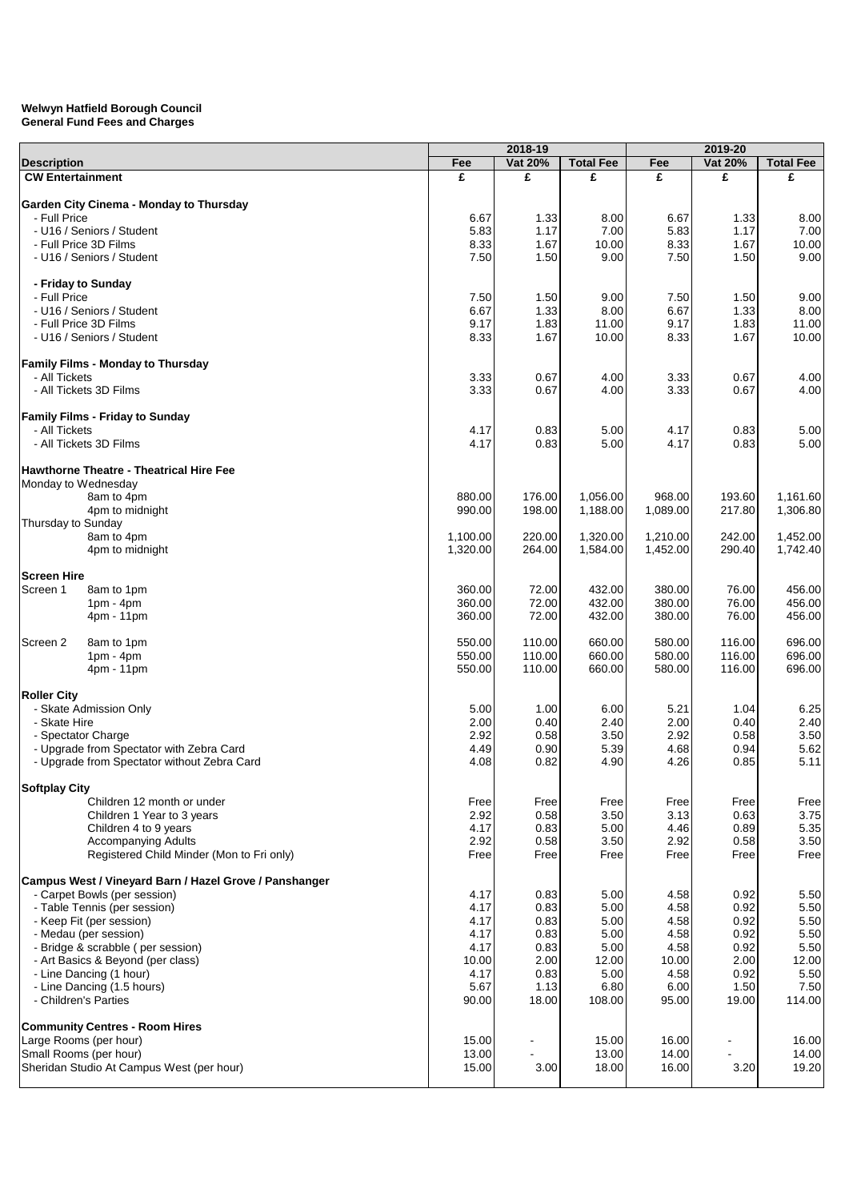**Welwyn Hatfield Borough Council**
**General Fund Fees and Charges**

| Description | 2018-19 | | | 2019-20 | | |
|---|---|---|---|---|---|---|
| | Fee | Vat 20% | Total Fee | Fee | Vat 20% | Total Fee |
| **CW Entertainment** | £ | £ | £ | £ | £ | £ |
| **Garden City Cinema - Monday to Thursday** | | | | | | |
| - Full Price | 6.67 | 1.33 | 8.00 | 6.67 | 1.33 | 8.00 |
| - U16 / Seniors / Student | 5.83 | 1.17 | 7.00 | 5.83 | 1.17 | 7.00 |
| - Full Price 3D Films | 8.33 | 1.67 | 10.00 | 8.33 | 1.67 | 10.00 |
| - U16 / Seniors / Student | 7.50 | 1.50 | 9.00 | 7.50 | 1.50 | 9.00 |
| **- Friday to Sunday** | | | | | | |
| - Full Price | 7.50 | 1.50 | 9.00 | 7.50 | 1.50 | 9.00 |
| - U16 / Seniors / Student | 6.67 | 1.33 | 8.00 | 6.67 | 1.33 | 8.00 |
| - Full Price 3D Films | 9.17 | 1.83 | 11.00 | 9.17 | 1.83 | 11.00 |
| - U16 / Seniors / Student | 8.33 | 1.67 | 10.00 | 8.33 | 1.67 | 10.00 |
| **Family Films - Monday to Thursday** | | | | | | |
| - All Tickets | 3.33 | 0.67 | 4.00 | 3.33 | 0.67 | 4.00 |
| - All Tickets 3D Films | 3.33 | 0.67 | 4.00 | 3.33 | 0.67 | 4.00 |
| **Family Films - Friday to Sunday** | | | | | | |
| - All Tickets | 4.17 | 0.83 | 5.00 | 4.17 | 0.83 | 5.00 |
| - All Tickets 3D Films | 4.17 | 0.83 | 5.00 | 4.17 | 0.83 | 5.00 |
| **Hawthorne Theatre - Theatrical Hire Fee** | | | | | | |
| Monday to Wednesday | | | | | | |
| 8am to 4pm | 880.00 | 176.00 | 1,056.00 | 968.00 | 193.60 | 1,161.60 |
| 4pm to midnight | 990.00 | 198.00 | 1,188.00 | 1,089.00 | 217.80 | 1,306.80 |
| Thursday to Sunday | | | | | | |
| 8am to 4pm | 1,100.00 | 220.00 | 1,320.00 | 1,210.00 | 242.00 | 1,452.00 |
| 4pm to midnight | 1,320.00 | 264.00 | 1,584.00 | 1,452.00 | 290.40 | 1,742.40 |
| **Screen Hire** | | | | | | |
| Screen 1 8am to 1pm | 360.00 | 72.00 | 432.00 | 380.00 | 76.00 | 456.00 |
| 1pm - 4pm | 360.00 | 72.00 | 432.00 | 380.00 | 76.00 | 456.00 |
| 4pm - 11pm | 360.00 | 72.00 | 432.00 | 380.00 | 76.00 | 456.00 |
| Screen 2 8am to 1pm | 550.00 | 110.00 | 660.00 | 580.00 | 116.00 | 696.00 |
| 1pm - 4pm | 550.00 | 110.00 | 660.00 | 580.00 | 116.00 | 696.00 |
| 4pm - 11pm | 550.00 | 110.00 | 660.00 | 580.00 | 116.00 | 696.00 |
| **Roller City** | | | | | | |
| - Skate Admission Only | 5.00 | 1.00 | 6.00 | 5.21 | 1.04 | 6.25 |
| - Skate Hire | 2.00 | 0.40 | 2.40 | 2.00 | 0.40 | 2.40 |
| - Spectator Charge | 2.92 | 0.58 | 3.50 | 2.92 | 0.58 | 3.50 |
| - Upgrade from Spectator with Zebra Card | 4.49 | 0.90 | 5.39 | 4.68 | 0.94 | 5.62 |
| - Upgrade from Spectator without Zebra Card | 4.08 | 0.82 | 4.90 | 4.26 | 0.85 | 5.11 |
| **Softplay City** | | | | | | |
| Children 12 month or under | Free | Free | Free | Free | Free | Free |
| Children 1 Year to 3 years | 2.92 | 0.58 | 3.50 | 3.13 | 0.63 | 3.75 |
| Children 4 to 9 years | 4.17 | 0.83 | 5.00 | 4.46 | 0.89 | 5.35 |
| Accompanying Adults | 2.92 | 0.58 | 3.50 | 2.92 | 0.58 | 3.50 |
| Registered Child Minder (Mon to Fri only) | Free | Free | Free | Free | Free | Free |
| **Campus West / Vineyard Barn / Hazel Grove / Panshanger** | | | | | | |
| - Carpet Bowls (per session) | 4.17 | 0.83 | 5.00 | 4.58 | 0.92 | 5.50 |
| - Table Tennis (per session) | 4.17 | 0.83 | 5.00 | 4.58 | 0.92 | 5.50 |
| - Keep Fit (per session) | 4.17 | 0.83 | 5.00 | 4.58 | 0.92 | 5.50 |
| - Medau (per session) | 4.17 | 0.83 | 5.00 | 4.58 | 0.92 | 5.50 |
| - Bridge & scrabble ( per session) | 4.17 | 0.83 | 5.00 | 4.58 | 0.92 | 5.50 |
| - Art Basics & Beyond (per class) | 10.00 | 2.00 | 12.00 | 10.00 | 2.00 | 12.00 |
| - Line Dancing (1 hour) | 4.17 | 0.83 | 5.00 | 4.58 | 0.92 | 5.50 |
| - Line Dancing (1.5 hours) | 5.67 | 1.13 | 6.80 | 6.00 | 1.50 | 7.50 |
| - Children's Parties | 90.00 | 18.00 | 108.00 | 95.00 | 19.00 | 114.00 |
| **Community Centres - Room Hires** | | | | | | |
| Large Rooms (per hour) | 15.00 | - | 15.00 | 16.00 | - | 16.00 |
| Small Rooms (per hour) | 13.00 | - | 13.00 | 14.00 | - | 14.00 |
| Sheridan Studio At Campus West (per hour) | 15.00 | 3.00 | 18.00 | 16.00 | 3.20 | 19.20 |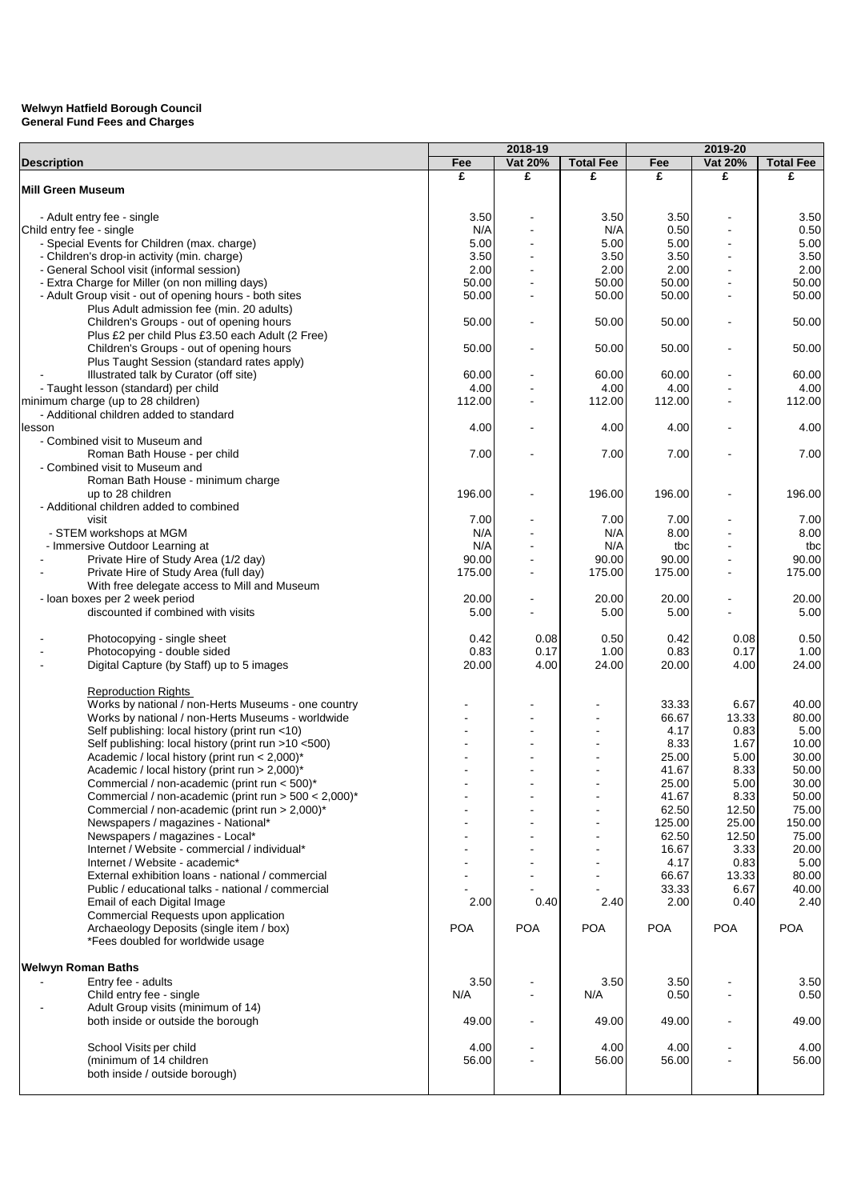**Welwyn Hatfield Borough Council**
**General Fund Fees and Charges**

| Description | 2018-19 Fee | 2018-19 Vat 20% | 2018-19 Total Fee | 2019-20 Fee | 2019-20 Vat 20% | 2019-20 Total Fee |
|---|---|---|---|---|---|---|
| | £ | £ | £ | £ | £ | £ |
| **Mill Green Museum** | | | | | | |
| - Adult entry fee - single | 3.50 | - | 3.50 | 3.50 | - | 3.50 |
| Child entry fee - single | N/A | - | N/A | 0.50 | - | 0.50 |
| - Special Events for Children (max. charge) | 5.00 | - | 5.00 | 5.00 | - | 5.00 |
| - Children's drop-in activity (min. charge) | 3.50 | - | 3.50 | 3.50 | - | 3.50 |
| - General School visit (informal session) | 2.00 | - | 2.00 | 2.00 | - | 2.00 |
| - Extra Charge for Miller (on non milling days) | 50.00 | - | 50.00 | 50.00 | - | 50.00 |
| - Adult Group visit - out of opening hours - both sites | 50.00 | - | 50.00 | 50.00 | - | 50.00 |
| Plus Adult admission fee (min. 20 adults) | | | | | | |
| Children's Groups - out of opening hours | 50.00 | - | 50.00 | 50.00 | - | 50.00 |
| Plus £2 per child Plus £3.50 each Adult (2 Free) | | | | | | |
| Children's Groups - out of opening hours | 50.00 | - | 50.00 | 50.00 | - | 50.00 |
| Plus Taught Session (standard rates apply) | | | | | | |
| - Illustrated talk by Curator (off site) | 60.00 | - | 60.00 | 60.00 | - | 60.00 |
| - Taught lesson (standard) per child | 4.00 | - | 4.00 | 4.00 | - | 4.00 |
| minimum charge (up to 28 children) | 112.00 | - | 112.00 | 112.00 | - | 112.00 |
| - Additional children added to standard lesson | 4.00 | - | 4.00 | 4.00 | - | 4.00 |
| - Combined visit to Museum and Roman Bath House - per child | 7.00 | - | 7.00 | 7.00 | - | 7.00 |
| - Combined visit to Museum and Roman Bath House - minimum charge up to 28 children | 196.00 | - | 196.00 | 196.00 | - | 196.00 |
| - Additional children added to combined visit | 7.00 | - | 7.00 | 7.00 | - | 7.00 |
| - STEM workshops at MGM | N/A | - | N/A | 8.00 | - | 8.00 |
| - Immersive Outdoor Learning at | N/A | - | N/A | tbc | - | tbc |
| - Private Hire of Study Area (1/2 day) | 90.00 | - | 90.00 | 90.00 | - | 90.00 |
| - Private Hire of Study Area (full day) | 175.00 | - | 175.00 | 175.00 | - | 175.00 |
| With free delegate access to Mill and Museum | | | | | | |
| - loan boxes per 2 week period | 20.00 | - | 20.00 | 20.00 | - | 20.00 |
| discounted if combined with visits | 5.00 | - | 5.00 | 5.00 | - | 5.00 |
| - Photocopying - single sheet | 0.42 | 0.08 | 0.50 | 0.42 | 0.08 | 0.50 |
| - Photocopying - double sided | 0.83 | 0.17 | 1.00 | 0.83 | 0.17 | 1.00 |
| - Digital Capture (by Staff) up to 5 images | 20.00 | 4.00 | 24.00 | 20.00 | 4.00 | 24.00 |
| Reproduction Rights | | | | | | |
| Works by national / non-Herts Museums - one country | - | - | - | 33.33 | 6.67 | 40.00 |
| Works by national / non-Herts Museums - worldwide | - | - | - | 66.67 | 13.33 | 80.00 |
| Self publishing: local history (print run <10) | - | - | - | 4.17 | 0.83 | 5.00 |
| Self publishing: local history (print run >10 <500) | - | - | - | 8.33 | 1.67 | 10.00 |
| Academic / local history (print run < 2,000)* | - | - | - | 25.00 | 5.00 | 30.00 |
| Academic / local history (print run > 2,000)* | - | - | - | 41.67 | 8.33 | 50.00 |
| Commercial / non-academic (print run < 500)* | - | - | - | 25.00 | 5.00 | 30.00 |
| Commercial / non-academic (print run > 500 < 2,000)* | - | - | - | 41.67 | 8.33 | 50.00 |
| Commercial / non-academic (print run > 2,000)* | - | - | - | 62.50 | 12.50 | 75.00 |
| Newspapers / magazines - National* | - | - | - | 125.00 | 25.00 | 150.00 |
| Newspapers / magazines - Local* | - | - | - | 62.50 | 12.50 | 75.00 |
| Internet / Website - commercial / individual* | - | - | - | 16.67 | 3.33 | 20.00 |
| Internet / Website - academic* | - | - | - | 4.17 | 0.83 | 5.00 |
| External exhibition loans - national / commercial | - | - | - | 66.67 | 13.33 | 80.00 |
| Public / educational talks - national / commercial | - | - | - | 33.33 | 6.67 | 40.00 |
| Email of each Digital Image | 2.00 | 0.40 | 2.40 | 2.00 | 0.40 | 2.40 |
| Commercial Requests upon application | | | | | | |
| Archaeology Deposits (single item / box) | POA | POA | POA | POA | POA | POA |
| *Fees doubled for worldwide usage | | | | | | |
| **Welwyn Roman Baths** | | | | | | |
| - Entry fee - adults | 3.50 | - | 3.50 | 3.50 | - | 3.50 |
| Child entry fee - single | N/A | - | N/A | 0.50 | - | 0.50 |
| - Adult Group visits (minimum of 14) both inside or outside the borough | 49.00 | - | 49.00 | 49.00 | - | 49.00 |
| School Visits per child | 4.00 | - | 4.00 | 4.00 | - | 4.00 |
| (minimum of 14 children | 56.00 | - | 56.00 | 56.00 | - | 56.00 |
| both inside / outside borough) | | | | | | |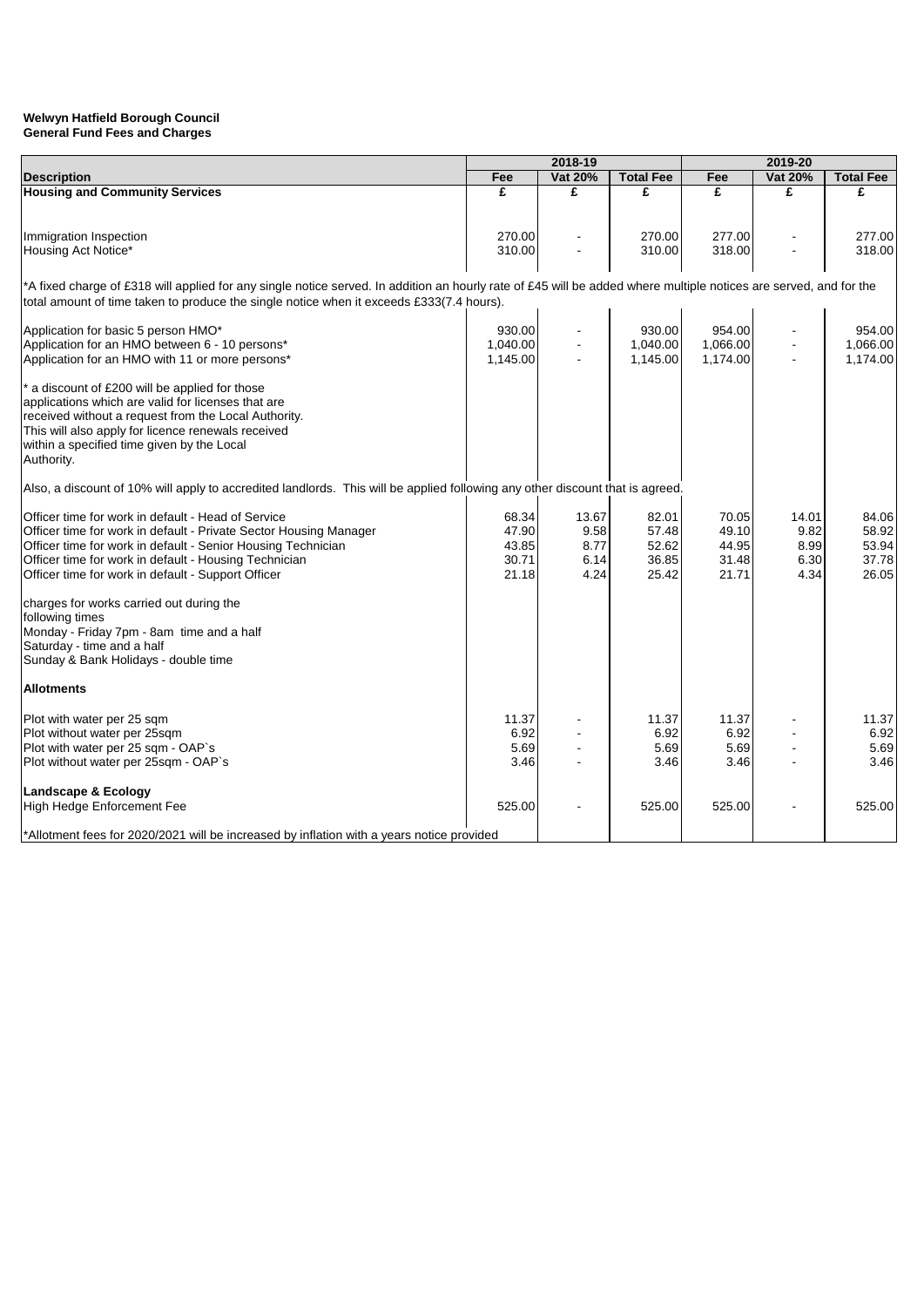**Welwyn Hatfield Borough Council**
**General Fund Fees and Charges**

| | 2018-19 | | | 2019-20 | | |
|---|---|---|---|---|---|---|
| **Description** | **Fee** | **Vat 20%** | **Total Fee** | **Fee** | **Vat 20%** | **Total Fee** |
| **Housing and Community Services** | **£** | **£** | **£** | **£** | **£** | **£** |
| Immigration Inspection | 270.00 | - | 270.00 | 277.00 | - | 277.00 |
| Housing Act Notice* | 310.00 | - | 310.00 | 318.00 | - | 318.00 |
| *A fixed charge of £318 will applied for any single notice served. In addition an hourly rate of £45 will be added where multiple notices are served, and for the total amount of time taken to produce the single notice when it exceeds £333(7.4 hours). | | | | | | |
| Application for basic 5 person HMO* | 930.00 | - | 930.00 | 954.00 | - | 954.00 |
| Application for an HMO between 6 - 10 persons* | 1,040.00 | - | 1,040.00 | 1,066.00 | - | 1,066.00 |
| Application for an HMO with 11 or more persons* | 1,145.00 | - | 1,145.00 | 1,174.00 | - | 1,174.00 |
| * a discount of £200 will be applied for those applications which are valid for licenses that are received without a request from the Local Authority. This will also apply for licence renewals received within a specified time given by the Local Authority. | | | | | | |
| Also, a discount of 10% will apply to accredited landlords. This will be applied following any other discount that is agreed. | | | | | | |
| Officer time for work in default - Head of Service | 68.34 | 13.67 | 82.01 | 70.05 | 14.01 | 84.06 |
| Officer time for work in default - Private Sector Housing Manager | 47.90 | 9.58 | 57.48 | 49.10 | 9.82 | 58.92 |
| Officer time for work in default - Senior Housing Technician | 43.85 | 8.77 | 52.62 | 44.95 | 8.99 | 53.94 |
| Officer time for work in default - Housing Technician | 30.71 | 6.14 | 36.85 | 31.48 | 6.30 | 37.78 |
| Officer time for work in default - Support Officer | 21.18 | 4.24 | 25.42 | 21.71 | 4.34 | 26.05 |
| charges for works carried out during the following times<br>Monday - Friday 7pm - 8am time and a half<br>Saturday - time and a half<br>Sunday & Bank Holidays - double time | | | | | | |
| **Allotments** | | | | | | |
| Plot with water per 25 sqm | 11.37 | - | 11.37 | 11.37 | - | 11.37 |
| Plot without water per 25sqm | 6.92 | - | 6.92 | 6.92 | - | 6.92 |
| Plot with water per 25 sqm - OAP`s | 5.69 | - | 5.69 | 5.69 | - | 5.69 |
| Plot without water per 25sqm - OAP`s | 3.46 | - | 3.46 | 3.46 | - | 3.46 |
| **Landscape & Ecology** | | | | | | |
| High Hedge Enforcement Fee | 525.00 | - | 525.00 | 525.00 | - | 525.00 |
| *Allotment fees for 2020/2021 will be increased by inflation with a years notice provided | | | | | | |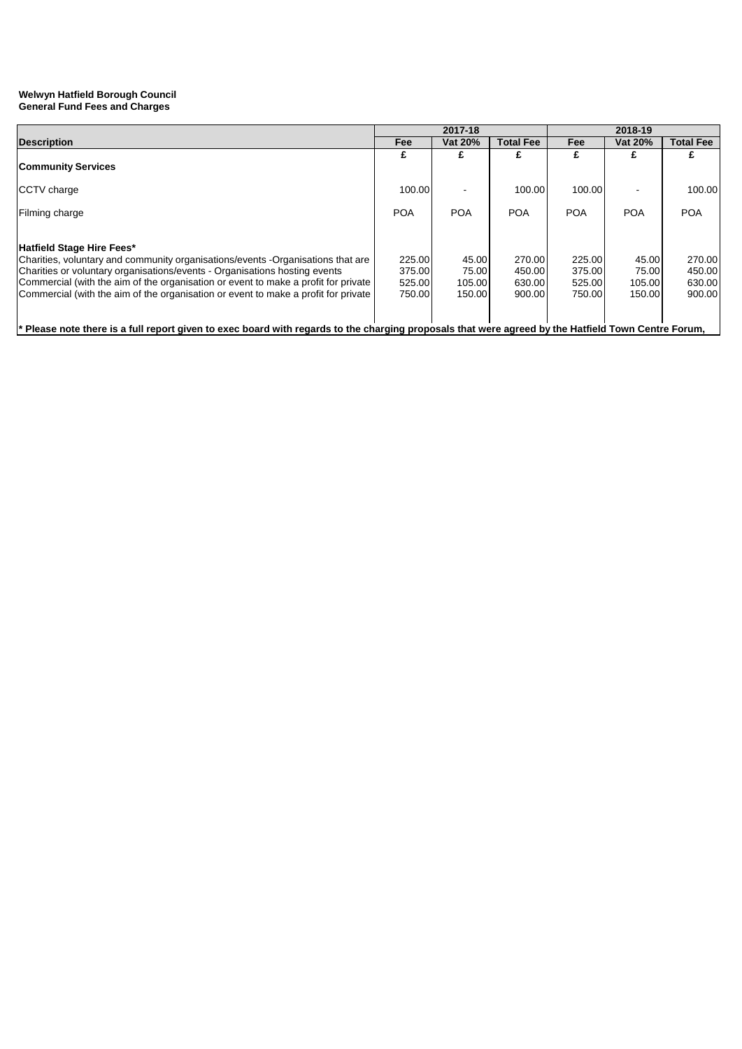**Welwyn Hatfield Borough Council**
**General Fund Fees and Charges**

| | 2017-18 | | | 2018-19 | | |
|---|---|---|---|---|---|---|
| **Description** | **Fee** | **Vat 20%** | **Total Fee** | **Fee** | **Vat 20%** | **Total Fee** |
| | £ | £ | £ | £ | £ | £ |
| **Community Services** | | | | | | |
| CCTV charge | 100.00 | - | 100.00 | 100.00 | - | 100.00 |
| Filming charge | POA | POA | POA | POA | POA | POA |
| **Hatfield Stage Hire Fees*** | | | | | | |
| Charities, voluntary and community organisations/events -Organisations that are | 225.00 | 45.00 | 270.00 | 225.00 | 45.00 | 270.00 |
| Charities or voluntary organisations/events - Organisations hosting events | 375.00 | 75.00 | 450.00 | 375.00 | 75.00 | 450.00 |
| Commercial (with the aim of the organisation or event to make a profit for private | 525.00 | 105.00 | 630.00 | 525.00 | 105.00 | 630.00 |
| Commercial (with the aim of the organisation or event to make a profit for private | 750.00 | 150.00 | 900.00 | 750.00 | 150.00 | 900.00 |

**\* Please note there is a full report given to exec board with regards to the charging proposals that were agreed by the Hatfield Town Centre Forum,**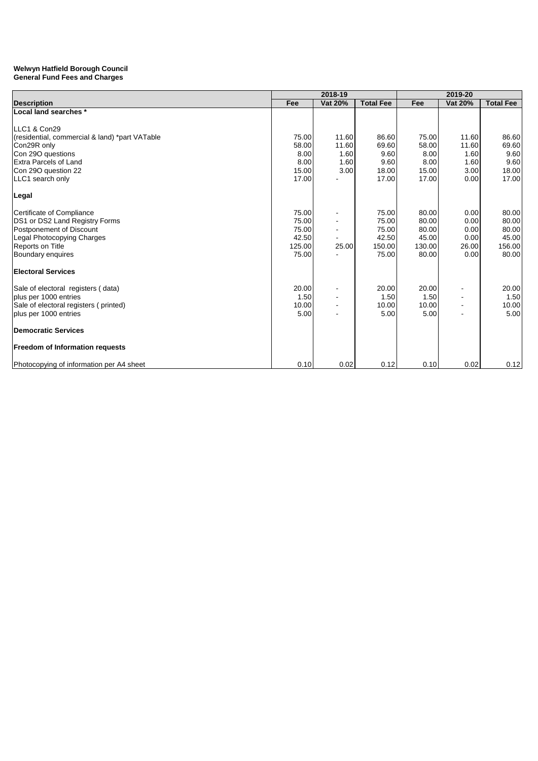**Welwyn Hatfield Borough Council**
**General Fund Fees and Charges**

| | 2018-19 | | | 2019-20 | | |
|---|---|---|---|---|---|---|
| **Description** | **Fee** | **Vat 20%** | **Total Fee** | **Fee** | **Vat 20%** | **Total Fee** |
| **Local land searches *** | | | | | | |
| | | | | | | |
| LLC1 & Con29 | | | | | | |
| (residential, commercial & land) *part VATable | 75.00 | 11.60 | 86.60 | 75.00 | 11.60 | 86.60 |
| Con29R only | 58.00 | 11.60 | 69.60 | 58.00 | 11.60 | 69.60 |
| Con 29O questions | 8.00 | 1.60 | 9.60 | 8.00 | 1.60 | 9.60 |
| Extra Parcels of Land | 8.00 | 1.60 | 9.60 | 8.00 | 1.60 | 9.60 |
| Con 29O question 22 | 15.00 | 3.00 | 18.00 | 15.00 | 3.00 | 18.00 |
| LLC1 search only | 17.00 | - | 17.00 | 17.00 | 0.00 | 17.00 |
| | | | | | | |
| **Legal** | | | | | | |
| | | | | | | |
| Certificate of Compliance | 75.00 | - | 75.00 | 80.00 | 0.00 | 80.00 |
| DS1 or DS2 Land Registry Forms | 75.00 | - | 75.00 | 80.00 | 0.00 | 80.00 |
| Postponement of Discount | 75.00 | - | 75.00 | 80.00 | 0.00 | 80.00 |
| Legal Photocopying Charges | 42.50 | - | 42.50 | 45.00 | 0.00 | 45.00 |
| Reports on Title | 125.00 | 25.00 | 150.00 | 130.00 | 26.00 | 156.00 |
| Boundary enquires | 75.00 | - | 75.00 | 80.00 | 0.00 | 80.00 |
| | | | | | | |
| **Electoral Services** | | | | | | |
| | | | | | | |
| Sale of electoral registers ( data) | 20.00 | - | 20.00 | 20.00 | - | 20.00 |
| plus per 1000 entries | 1.50 | - | 1.50 | 1.50 | - | 1.50 |
| Sale of electoral registers ( printed) | 10.00 | - | 10.00 | 10.00 | - | 10.00 |
| plus per 1000 entries | 5.00 | - | 5.00 | 5.00 | - | 5.00 |
| | | | | | | |
| **Democratic Services** | | | | | | |
| | | | | | | |
| **Freedom of Information requests** | | | | | | |
| | | | | | | |
| Photocopying of information per A4 sheet | 0.10 | 0.02 | 0.12 | 0.10 | 0.02 | 0.12 |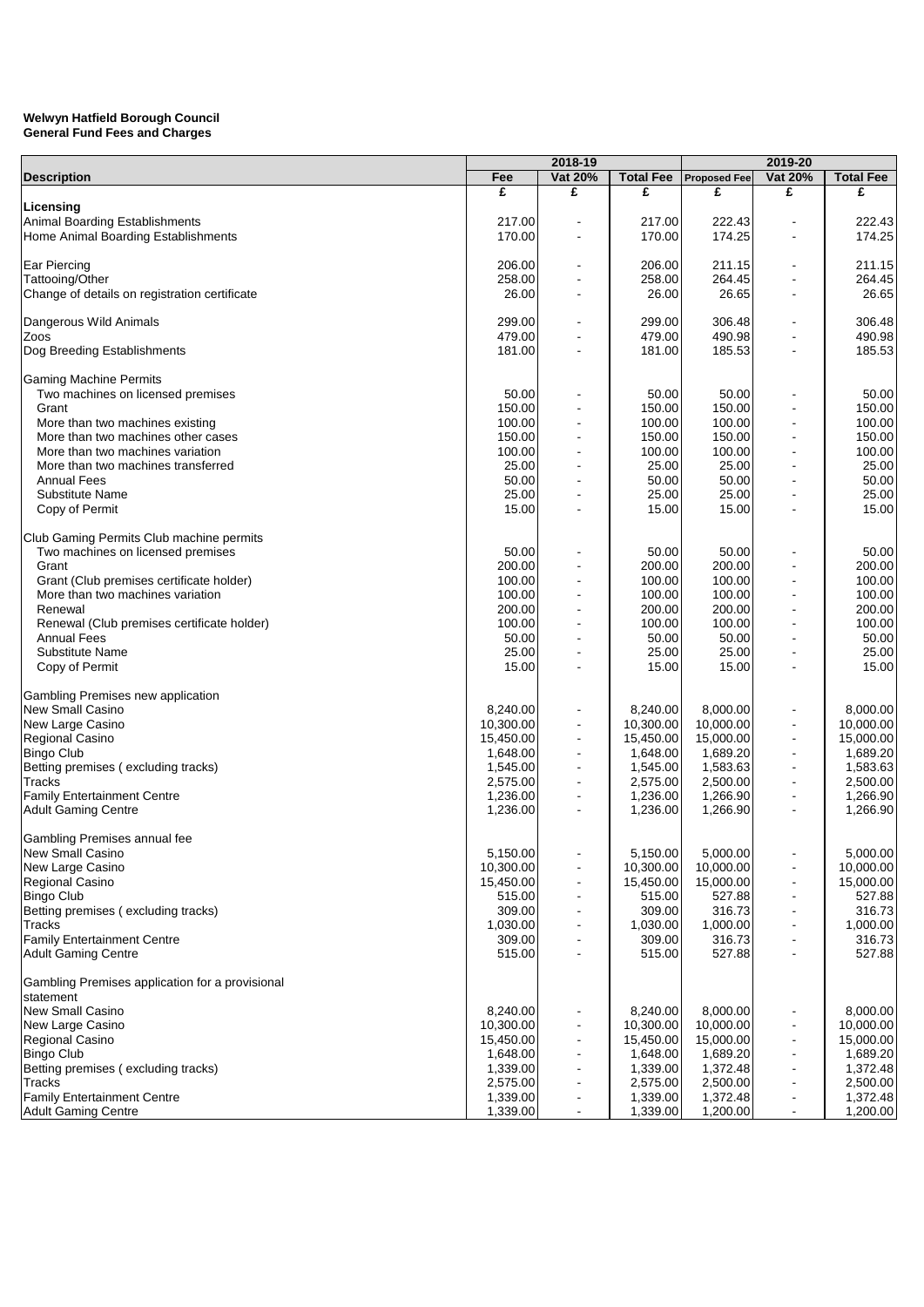**Welwyn Hatfield Borough Council**
**General Fund Fees and Charges**

| Description | 2018-19 | | | 2019-20 | | |
|---|---|---|---|---|---|---|
| | Fee | Vat 20% | Total Fee | Proposed Fee | Vat 20% | Total Fee |
| | £ | £ | £ | £ | £ | £ |
| **Licensing** | | | | | | |
| Animal Boarding Establishments | 217.00 | - | 217.00 | 222.43 | - | 222.43 |
| Home Animal Boarding Establishments | 170.00 | - | 170.00 | 174.25 | - | 174.25 |
| | | | | | | |
| Ear Piercing | 206.00 | - | 206.00 | 211.15 | - | 211.15 |
| Tattooing/Other | 258.00 | - | 258.00 | 264.45 | - | 264.45 |
| Change of details on registration certificate | 26.00 | - | 26.00 | 26.65 | - | 26.65 |
| | | | | | | |
| Dangerous Wild Animals | 299.00 | - | 299.00 | 306.48 | - | 306.48 |
| Zoos | 479.00 | - | 479.00 | 490.98 | - | 490.98 |
| Dog Breeding Establishments | 181.00 | - | 181.00 | 185.53 | - | 185.53 |
| | | | | | | |
| Gaming Machine Permits | | | | | | |
| Two machines on licensed premises | 50.00 | - | 50.00 | 50.00 | - | 50.00 |
| Grant | 150.00 | - | 150.00 | 150.00 | - | 150.00 |
| More than two machines existing | 100.00 | - | 100.00 | 100.00 | - | 100.00 |
| More than two machines other cases | 150.00 | - | 150.00 | 150.00 | - | 150.00 |
| More than two machines variation | 100.00 | - | 100.00 | 100.00 | - | 100.00 |
| More than two machines transferred | 25.00 | - | 25.00 | 25.00 | - | 25.00 |
| Annual Fees | 50.00 | - | 50.00 | 50.00 | - | 50.00 |
| Substitute Name | 25.00 | - | 25.00 | 25.00 | - | 25.00 |
| Copy of Permit | 15.00 | - | 15.00 | 15.00 | - | 15.00 |
| | | | | | | |
| Club Gaming Permits Club machine permits | | | | | | |
| Two machines on licensed premises | 50.00 | - | 50.00 | 50.00 | - | 50.00 |
| Grant | 200.00 | - | 200.00 | 200.00 | - | 200.00 |
| Grant (Club premises certificate holder) | 100.00 | - | 100.00 | 100.00 | - | 100.00 |
| More than two machines variation | 100.00 | - | 100.00 | 100.00 | - | 100.00 |
| Renewal | 200.00 | - | 200.00 | 200.00 | - | 200.00 |
| Renewal (Club premises certificate holder) | 100.00 | - | 100.00 | 100.00 | - | 100.00 |
| Annual Fees | 50.00 | - | 50.00 | 50.00 | - | 50.00 |
| Substitute Name | 25.00 | - | 25.00 | 25.00 | - | 25.00 |
| Copy of Permit | 15.00 | - | 15.00 | 15.00 | - | 15.00 |
| | | | | | | |
| Gambling Premises new application | | | | | | |
| New Small Casino | 8,240.00 | - | 8,240.00 | 8,000.00 | - | 8,000.00 |
| New Large Casino | 10,300.00 | - | 10,300.00 | 10,000.00 | - | 10,000.00 |
| Regional Casino | 15,450.00 | - | 15,450.00 | 15,000.00 | - | 15,000.00 |
| Bingo Club | 1,648.00 | - | 1,648.00 | 1,689.20 | - | 1,689.20 |
| Betting premises ( excluding tracks) | 1,545.00 | - | 1,545.00 | 1,583.63 | - | 1,583.63 |
| Tracks | 2,575.00 | - | 2,575.00 | 2,500.00 | - | 2,500.00 |
| Family Entertainment Centre | 1,236.00 | - | 1,236.00 | 1,266.90 | - | 1,266.90 |
| Adult Gaming Centre | 1,236.00 | - | 1,236.00 | 1,266.90 | - | 1,266.90 |
| | | | | | | |
| Gambling Premises annual fee | | | | | | |
| New Small Casino | 5,150.00 | - | 5,150.00 | 5,000.00 | - | 5,000.00 |
| New Large Casino | 10,300.00 | - | 10,300.00 | 10,000.00 | - | 10,000.00 |
| Regional Casino | 15,450.00 | - | 15,450.00 | 15,000.00 | - | 15,000.00 |
| Bingo Club | 515.00 | - | 515.00 | 527.88 | - | 527.88 |
| Betting premises ( excluding tracks) | 309.00 | - | 309.00 | 316.73 | - | 316.73 |
| Tracks | 1,030.00 | - | 1,030.00 | 1,000.00 | - | 1,000.00 |
| Family Entertainment Centre | 309.00 | - | 309.00 | 316.73 | - | 316.73 |
| Adult Gaming Centre | 515.00 | - | 515.00 | 527.88 | - | 527.88 |
| | | | | | | |
| Gambling Premises application for a provisional statement | | | | | | |
| New Small Casino | 8,240.00 | - | 8,240.00 | 8,000.00 | - | 8,000.00 |
| New Large Casino | 10,300.00 | - | 10,300.00 | 10,000.00 | - | 10,000.00 |
| Regional Casino | 15,450.00 | - | 15,450.00 | 15,000.00 | - | 15,000.00 |
| Bingo Club | 1,648.00 | - | 1,648.00 | 1,689.20 | - | 1,689.20 |
| Betting premises ( excluding tracks) | 1,339.00 | - | 1,339.00 | 1,372.48 | - | 1,372.48 |
| Tracks | 2,575.00 | - | 2,575.00 | 2,500.00 | - | 2,500.00 |
| Family Entertainment Centre | 1,339.00 | - | 1,339.00 | 1,372.48 | - | 1,372.48 |
| Adult Gaming Centre | 1,339.00 | - | 1,339.00 | 1,200.00 | - | 1,200.00 |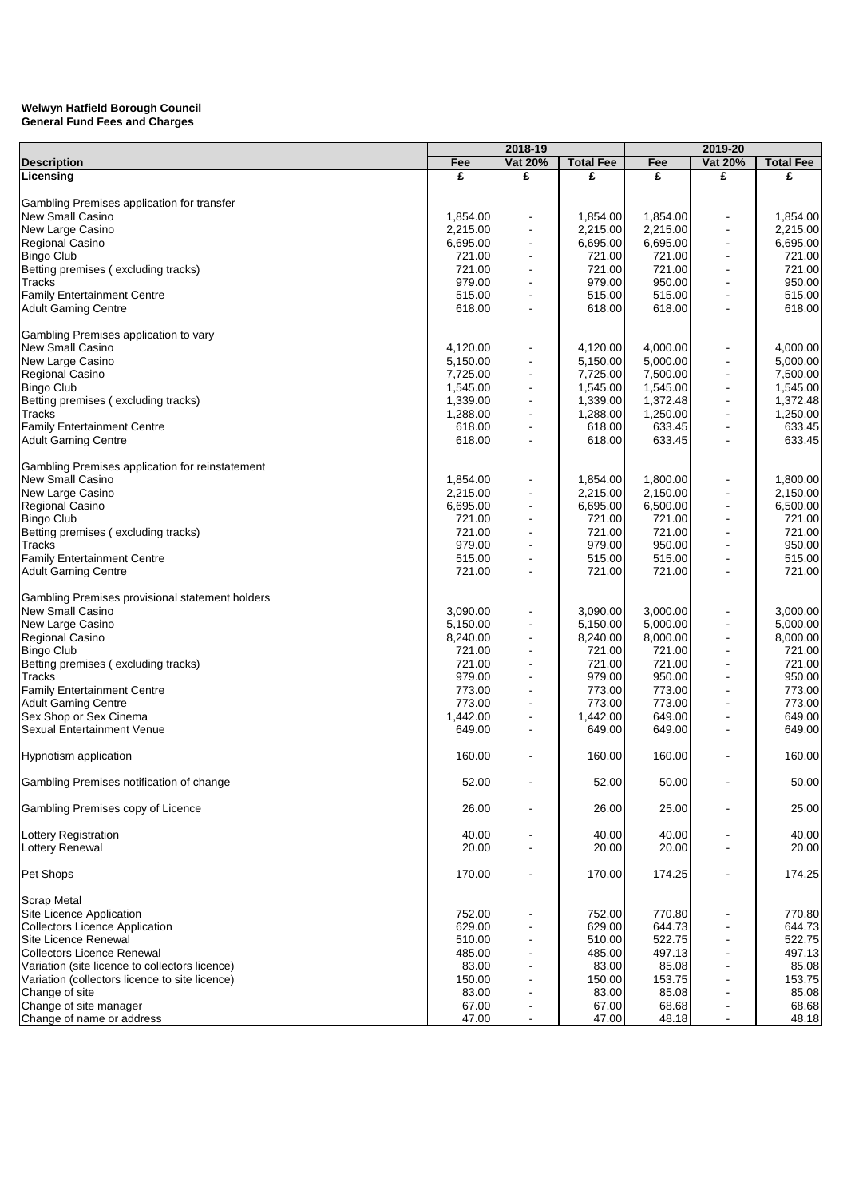**Welwyn Hatfield Borough Council**
**General Fund Fees and Charges**

| Description | 2018-19 | | | 2019-20 | | |
|---|---|---|---|---|---|---|
| | Fee | Vat 20% | Total Fee | Fee | Vat 20% | Total Fee |
| **Licensing** | £ | £ | £ | £ | £ | £ |
| | | | | | | |
| Gambling Premises application for transfer | | | | | | |
| New Small Casino | 1,854.00 | - | 1,854.00 | 1,854.00 | - | 1,854.00 |
| New Large Casino | 2,215.00 | - | 2,215.00 | 2,215.00 | - | 2,215.00 |
| Regional Casino | 6,695.00 | - | 6,695.00 | 6,695.00 | - | 6,695.00 |
| Bingo Club | 721.00 | - | 721.00 | 721.00 | - | 721.00 |
| Betting premises ( excluding tracks) | 721.00 | - | 721.00 | 721.00 | - | 721.00 |
| Tracks | 979.00 | - | 979.00 | 950.00 | - | 950.00 |
| Family Entertainment Centre | 515.00 | - | 515.00 | 515.00 | - | 515.00 |
| Adult Gaming Centre | 618.00 | - | 618.00 | 618.00 | - | 618.00 |
| | | | | | | |
| Gambling Premises application to vary | | | | | | |
| New Small Casino | 4,120.00 | - | 4,120.00 | 4,000.00 | - | 4,000.00 |
| New Large Casino | 5,150.00 | - | 5,150.00 | 5,000.00 | - | 5,000.00 |
| Regional Casino | 7,725.00 | - | 7,725.00 | 7,500.00 | - | 7,500.00 |
| Bingo Club | 1,545.00 | - | 1,545.00 | 1,545.00 | - | 1,545.00 |
| Betting premises ( excluding tracks) | 1,339.00 | - | 1,339.00 | 1,372.48 | - | 1,372.48 |
| Tracks | 1,288.00 | - | 1,288.00 | 1,250.00 | - | 1,250.00 |
| Family Entertainment Centre | 618.00 | - | 618.00 | 633.45 | - | 633.45 |
| Adult Gaming Centre | 618.00 | - | 618.00 | 633.45 | - | 633.45 |
| | | | | | | |
| Gambling Premises application for reinstatement | | | | | | |
| New Small Casino | 1,854.00 | - | 1,854.00 | 1,800.00 | - | 1,800.00 |
| New Large Casino | 2,215.00 | - | 2,215.00 | 2,150.00 | - | 2,150.00 |
| Regional Casino | 6,695.00 | - | 6,695.00 | 6,500.00 | - | 6,500.00 |
| Bingo Club | 721.00 | - | 721.00 | 721.00 | - | 721.00 |
| Betting premises ( excluding tracks) | 721.00 | - | 721.00 | 721.00 | - | 721.00 |
| Tracks | 979.00 | - | 979.00 | 950.00 | - | 950.00 |
| Family Entertainment Centre | 515.00 | - | 515.00 | 515.00 | - | 515.00 |
| Adult Gaming Centre | 721.00 | - | 721.00 | 721.00 | - | 721.00 |
| | | | | | | |
| Gambling Premises provisional statement holders | | | | | | |
| New Small Casino | 3,090.00 | - | 3,090.00 | 3,000.00 | - | 3,000.00 |
| New Large Casino | 5,150.00 | - | 5,150.00 | 5,000.00 | - | 5,000.00 |
| Regional Casino | 8,240.00 | - | 8,240.00 | 8,000.00 | - | 8,000.00 |
| Bingo Club | 721.00 | - | 721.00 | 721.00 | - | 721.00 |
| Betting premises ( excluding tracks) | 721.00 | - | 721.00 | 721.00 | - | 721.00 |
| Tracks | 979.00 | - | 979.00 | 950.00 | - | 950.00 |
| Family Entertainment Centre | 773.00 | - | 773.00 | 773.00 | - | 773.00 |
| Adult Gaming Centre | 773.00 | - | 773.00 | 773.00 | - | 773.00 |
| Sex Shop or Sex Cinema | 1,442.00 | - | 1,442.00 | 649.00 | - | 649.00 |
| Sexual Entertainment Venue | 649.00 | - | 649.00 | 649.00 | - | 649.00 |
| | | | | | | |
| Hypnotism application | 160.00 | - | 160.00 | 160.00 | - | 160.00 |
| | | | | | | |
| Gambling Premises notification of change | 52.00 | - | 52.00 | 50.00 | - | 50.00 |
| | | | | | | |
| Gambling Premises copy of Licence | 26.00 | - | 26.00 | 25.00 | - | 25.00 |
| | | | | | | |
| Lottery Registration | 40.00 | - | 40.00 | 40.00 | - | 40.00 |
| Lottery Renewal | 20.00 | - | 20.00 | 20.00 | - | 20.00 |
| | | | | | | |
| Pet Shops | 170.00 | - | 170.00 | 174.25 | - | 174.25 |
| | | | | | | |
| Scrap Metal | | | | | | |
| Site Licence Application | 752.00 | - | 752.00 | 770.80 | - | 770.80 |
| Collectors Licence Application | 629.00 | - | 629.00 | 644.73 | - | 644.73 |
| Site Licence Renewal | 510.00 | - | 510.00 | 522.75 | - | 522.75 |
| Collectors Licence Renewal | 485.00 | - | 485.00 | 497.13 | - | 497.13 |
| Variation (site licence to collectors licence) | 83.00 | - | 83.00 | 85.08 | - | 85.08 |
| Variation (collectors licence to site licence) | 150.00 | - | 150.00 | 153.75 | - | 153.75 |
| Change of site | 83.00 | - | 83.00 | 85.08 | - | 85.08 |
| Change of site manager | 67.00 | - | 67.00 | 68.68 | - | 68.68 |
| Change of name or address | 47.00 | - | 47.00 | 48.18 | - | 48.18 |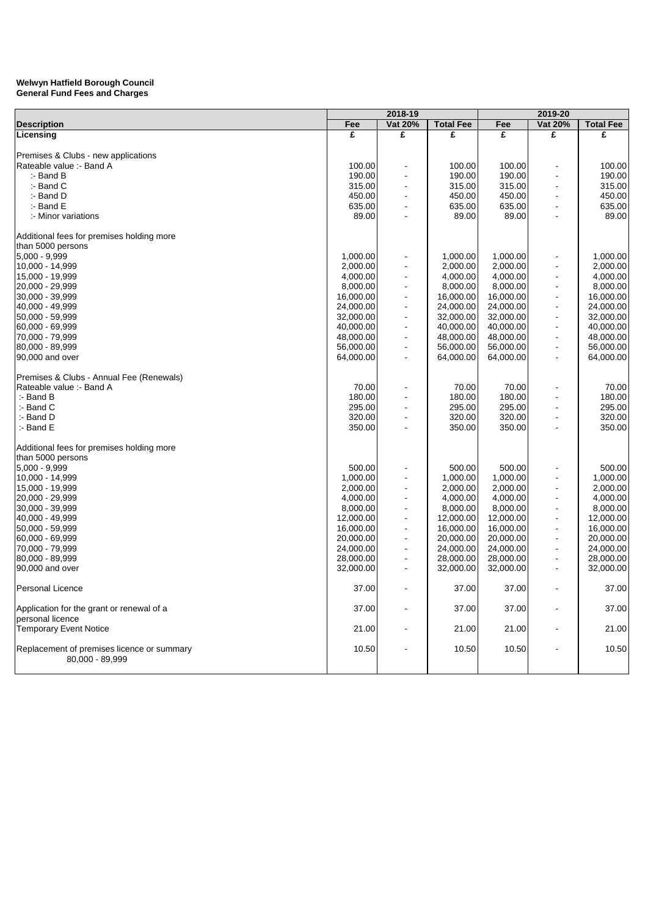**Welyn Hatfield Borough Council**
**General Fund Fees and Charges**

| Description | 2018-19 | | | 2019-20 | | |
|---|---|---|---|---|---|---|
| | Fee | Vat 20% | Total Fee | Fee | Vat 20% | Total Fee |
| **Licensing** | £ | £ | £ | £ | £ | £ |
| | | | | | | |
| Premises & Clubs - new applications | | | | | | |
| Rateable value :- Band A | 100.00 | - | 100.00 | 100.00 | - | 100.00 |
| :- Band B | 190.00 | - | 190.00 | 190.00 | - | 190.00 |
| :- Band C | 315.00 | - | 315.00 | 315.00 | - | 315.00 |
| :- Band D | 450.00 | - | 450.00 | 450.00 | - | 450.00 |
| :- Band E | 635.00 | - | 635.00 | 635.00 | - | 635.00 |
| :- Minor variations | 89.00 | - | 89.00 | 89.00 | - | 89.00 |
| | | | | | | |
| Additional fees for premises holding more than 5000 persons | | | | | | |
| 5,000 - 9,999 | 1,000.00 | - | 1,000.00 | 1,000.00 | - | 1,000.00 |
| 10,000 - 14,999 | 2,000.00 | - | 2,000.00 | 2,000.00 | - | 2,000.00 |
| 15,000 - 19,999 | 4,000.00 | - | 4,000.00 | 4,000.00 | - | 4,000.00 |
| 20,000 - 29,999 | 8,000.00 | - | 8,000.00 | 8,000.00 | - | 8,000.00 |
| 30,000 - 39,999 | 16,000.00 | - | 16,000.00 | 16,000.00 | - | 16,000.00 |
| 40,000 - 49,999 | 24,000.00 | - | 24,000.00 | 24,000.00 | - | 24,000.00 |
| 50,000 - 59,999 | 32,000.00 | - | 32,000.00 | 32,000.00 | - | 32,000.00 |
| 60,000 - 69,999 | 40,000.00 | - | 40,000.00 | 40,000.00 | - | 40,000.00 |
| 70,000 - 79,999 | 48,000.00 | - | 48,000.00 | 48,000.00 | - | 48,000.00 |
| 80,000 - 89,999 | 56,000.00 | - | 56,000.00 | 56,000.00 | - | 56,000.00 |
| 90,000 and over | 64,000.00 | - | 64,000.00 | 64,000.00 | - | 64,000.00 |
| | | | | | | |
| Premises & Clubs - Annual Fee (Renewals) | | | | | | |
| Rateable value :- Band A | 70.00 | - | 70.00 | 70.00 | - | 70.00 |
| :- Band B | 180.00 | - | 180.00 | 180.00 | - | 180.00 |
| :- Band C | 295.00 | - | 295.00 | 295.00 | - | 295.00 |
| :- Band D | 320.00 | - | 320.00 | 320.00 | - | 320.00 |
| :- Band E | 350.00 | - | 350.00 | 350.00 | - | 350.00 |
| | | | | | | |
| Additional fees for premises holding more than 5000 persons | | | | | | |
| 5,000 - 9,999 | 500.00 | - | 500.00 | 500.00 | - | 500.00 |
| 10,000 - 14,999 | 1,000.00 | - | 1,000.00 | 1,000.00 | - | 1,000.00 |
| 15,000 - 19,999 | 2,000.00 | - | 2,000.00 | 2,000.00 | - | 2,000.00 |
| 20,000 - 29,999 | 4,000.00 | - | 4,000.00 | 4,000.00 | - | 4,000.00 |
| 30,000 - 39,999 | 8,000.00 | - | 8,000.00 | 8,000.00 | - | 8,000.00 |
| 40,000 - 49,999 | 12,000.00 | - | 12,000.00 | 12,000.00 | - | 12,000.00 |
| 50,000 - 59,999 | 16,000.00 | - | 16,000.00 | 16,000.00 | - | 16,000.00 |
| 60,000 - 69,999 | 20,000.00 | - | 20,000.00 | 20,000.00 | - | 20,000.00 |
| 70,000 - 79,999 | 24,000.00 | - | 24,000.00 | 24,000.00 | - | 24,000.00 |
| 80,000 - 89,999 | 28,000.00 | - | 28,000.00 | 28,000.00 | - | 28,000.00 |
| 90,000 and over | 32,000.00 | - | 32,000.00 | 32,000.00 | - | 32,000.00 |
| | | | | | | |
| Personal Licence | 37.00 | - | 37.00 | 37.00 | - | 37.00 |
| | | | | | | |
| Application for the grant or renewal of a personal licence | 37.00 | - | 37.00 | 37.00 | - | 37.00 |
| Temporary Event Notice | 21.00 | - | 21.00 | 21.00 | - | 21.00 |
| | | | | | | |
| Replacement of premises licence or summary 80,000 - 89,999 | 10.50 | - | 10.50 | 10.50 | - | 10.50 |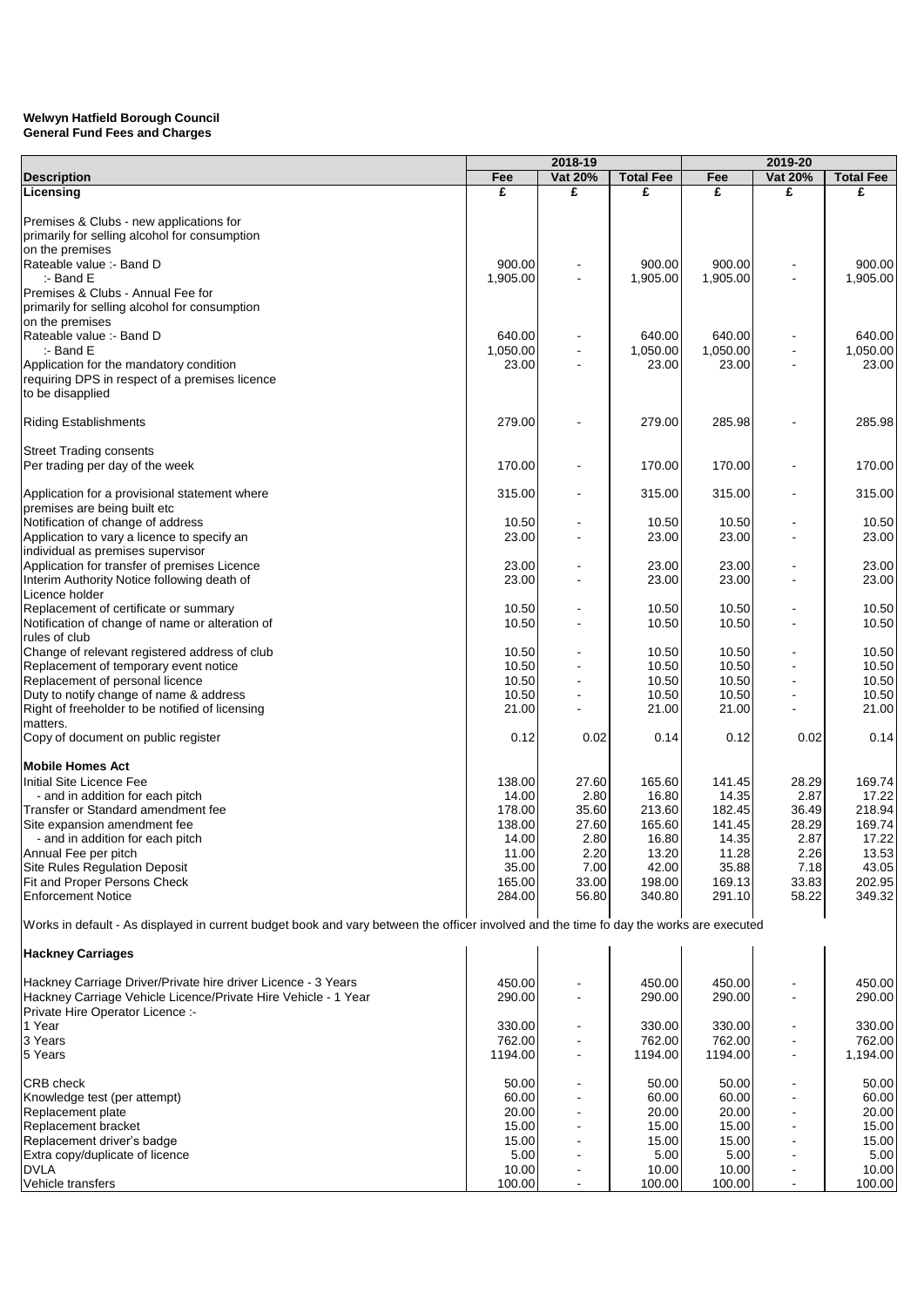**Welwyn Hatfield Borough Council**
**General Fund Fees and Charges**

| Description | 2018-19 Fee | 2018-19 Vat 20% | 2018-19 Total Fee | 2019-20 Fee | 2019-20 Vat 20% | 2019-20 Total Fee |
|---|---|---|---|---|---|---|
| **Licensing** | £ | £ | £ | £ | £ | £ |
| Premises & Clubs - new applications for primarily for selling alcohol for consumption on the premises | | | | | | |
| Rateable value :- Band D | 900.00 | - | 900.00 | 900.00 | - | 900.00 |
| :- Band E | 1,905.00 | - | 1,905.00 | 1,905.00 | - | 1,905.00 |
| Premises & Clubs - Annual Fee for primarily for selling alcohol for consumption on the premises | | | | | | |
| Rateable value :- Band D | 640.00 | - | 640.00 | 640.00 | - | 640.00 |
| :- Band E | 1,050.00 | - | 1,050.00 | 1,050.00 | - | 1,050.00 |
| Application for the mandatory condition requiring DPS in respect of a premises licence to be disapplied | 23.00 | - | 23.00 | 23.00 | - | 23.00 |
| Riding Establishments | 279.00 | - | 279.00 | 285.98 | - | 285.98 |
| Street Trading consents | | | | | | |
| Per trading per day of the week | 170.00 | - | 170.00 | 170.00 | - | 170.00 |
| Application for a provisional statement where premises are being built etc | 315.00 | - | 315.00 | 315.00 | - | 315.00 |
| Notification of change of address | 10.50 | - | 10.50 | 10.50 | - | 10.50 |
| Application to vary a licence to specify an individual as premises supervisor | 23.00 | - | 23.00 | 23.00 | - | 23.00 |
| Application for transfer of premises Licence | 23.00 | - | 23.00 | 23.00 | - | 23.00 |
| Interim Authority Notice following death of Licence holder | 23.00 | - | 23.00 | 23.00 | - | 23.00 |
| Replacement of certificate or summary | 10.50 | - | 10.50 | 10.50 | - | 10.50 |
| Notification of change of name or alteration of rules of club | 10.50 | - | 10.50 | 10.50 | - | 10.50 |
| Change of relevant registered address of club | 10.50 | - | 10.50 | 10.50 | - | 10.50 |
| Replacement of temporary event notice | 10.50 | - | 10.50 | 10.50 | - | 10.50 |
| Replacement of personal licence | 10.50 | - | 10.50 | 10.50 | - | 10.50 |
| Duty to notify change of name & address | 10.50 | - | 10.50 | 10.50 | - | 10.50 |
| Right of freeholder to be notified of licensing matters. | 21.00 | - | 21.00 | 21.00 | - | 21.00 |
| Copy of document on public register | 0.12 | 0.02 | 0.14 | 0.12 | 0.02 | 0.14 |
| **Mobile Homes Act** | | | | | | |
| Initial Site Licence Fee | 138.00 | 27.60 | 165.60 | 141.45 | 28.29 | 169.74 |
| - and in addition for each pitch | 14.00 | 2.80 | 16.80 | 14.35 | 2.87 | 17.22 |
| Transfer or Standard amendment fee | 178.00 | 35.60 | 213.60 | 182.45 | 36.49 | 218.94 |
| Site expansion amendment fee | 138.00 | 27.60 | 165.60 | 141.45 | 28.29 | 169.74 |
| - and in addition for each pitch | 14.00 | 2.80 | 16.80 | 14.35 | 2.87 | 17.22 |
| Annual Fee per pitch | 11.00 | 2.20 | 13.20 | 11.28 | 2.26 | 13.53 |
| Site Rules Regulation Deposit | 35.00 | 7.00 | 42.00 | 35.88 | 7.18 | 43.05 |
| Fit and Proper Persons Check | 165.00 | 33.00 | 198.00 | 169.13 | 33.83 | 202.95 |
| Enforcement Notice | 284.00 | 56.80 | 340.80 | 291.10 | 58.22 | 349.32 |
| Works in default - As displayed in current budget book and vary between the officer involved and the time fo day the works are executed | | | | | | |
| **Hackney Carriages** | | | | | | |
| Hackney Carriage Driver/Private hire driver Licence - 3 Years | 450.00 | - | 450.00 | 450.00 | - | 450.00 |
| Hackney Carriage Vehicle Licence/Private Hire Vehicle - 1 Year | 290.00 | - | 290.00 | 290.00 | - | 290.00 |
| Private Hire Operator Licence :- | | | | | | |
| 1 Year | 330.00 | - | 330.00 | 330.00 | - | 330.00 |
| 3 Years | 762.00 | - | 762.00 | 762.00 | - | 762.00 |
| 5 Years | 1194.00 | - | 1194.00 | 1194.00 | - | 1,194.00 |
| CRB check | 50.00 | - | 50.00 | 50.00 | - | 50.00 |
| Knowledge test (per attempt) | 60.00 | - | 60.00 | 60.00 | - | 60.00 |
| Replacement plate | 20.00 | - | 20.00 | 20.00 | - | 20.00 |
| Replacement bracket | 15.00 | - | 15.00 | 15.00 | - | 15.00 |
| Replacement driver's badge | 15.00 | - | 15.00 | 15.00 | - | 15.00 |
| Extra copy/duplicate of licence | 5.00 | - | 5.00 | 5.00 | - | 5.00 |
| DVLA | 10.00 | - | 10.00 | 10.00 | - | 10.00 |
| Vehicle transfers | 100.00 | - | 100.00 | 100.00 | - | 100.00 |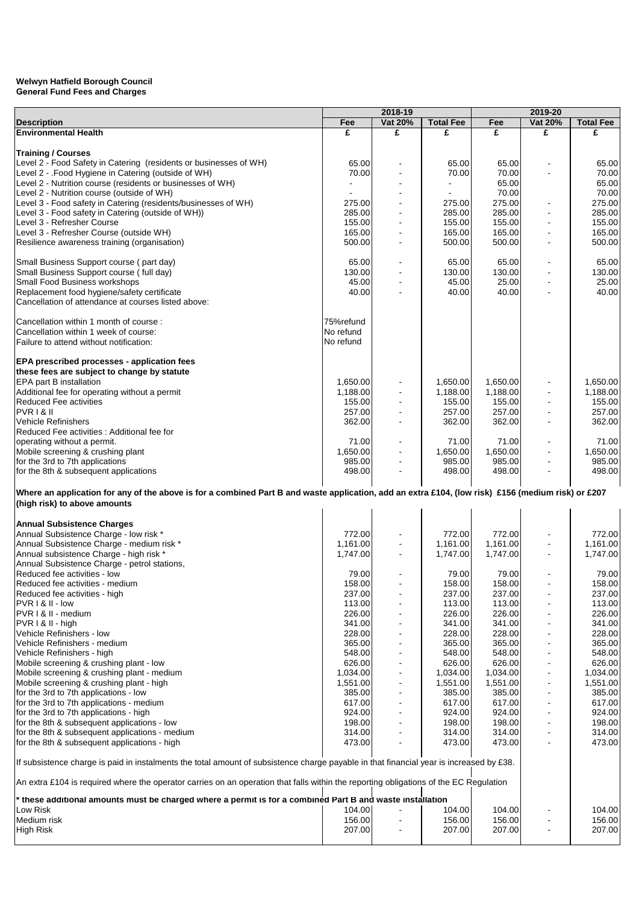**Welwyn Hatfield Borough Council**
**General Fund Fees and Charges**

| Description | 2018-19 Fee | 2018-19 Vat 20% | 2018-19 Total Fee | 2019-20 Fee | 2019-20 Vat 20% | 2019-20 Total Fee |
|---|---|---|---|---|---|---|
| **Environmental Health** | **£** | **£** | **£** | **£** | **£** | **£** |
| | | | | | | |
| **Training / Courses** | | | | | | |
| Level 2 - Food Safety in Catering (residents or businesses of WH) | 65.00 | - | 65.00 | 65.00 | - | 65.00 |
| Level 2 - .Food Hygiene in Catering (outside of WH) | 70.00 | - | 70.00 | 70.00 | - | 70.00 |
| Level 2 - Nutrition course (residents or businesses of WH) | - | - | - | 65.00 | | 65.00 |
| Level 2 - Nutrition course (outside of WH) | - | - | - | 70.00 | | 70.00 |
| Level 3 - Food safety in Catering (residents/businesses of WH) | 275.00 | - | 275.00 | 275.00 | - | 275.00 |
| Level 3 - Food safety in Catering (outside of WH)) | 285.00 | - | 285.00 | 285.00 | - | 285.00 |
| Level 3 - Refresher Course | 155.00 | - | 155.00 | 155.00 | - | 155.00 |
| Level 3 - Refresher Course (outside WH) | 165.00 | - | 165.00 | 165.00 | - | 165.00 |
| Resilience awareness training (organisation) | 500.00 | - | 500.00 | 500.00 | - | 500.00 |
| | | | | | | |
| Small Business Support course ( part day) | 65.00 | - | 65.00 | 65.00 | - | 65.00 |
| Small Business Support course ( full day) | 130.00 | - | 130.00 | 130.00 | - | 130.00 |
| Small Food Business workshops | 45.00 | - | 45.00 | 25.00 | - | 25.00 |
| Replacement food hygiene/safety certificate | 40.00 | - | 40.00 | 40.00 | - | 40.00 |
| Cancellation of attendance at courses listed above: | | | | | | |
| | | | | | | |
| Cancellation within 1 month of course : | 75%refund | | | | | |
| Cancellation within 1 week of course: | No refund | | | | | |
| Failure to attend without notification: | No refund | | | | | |
| | | | | | | |
| **EPA prescribed processes - application fees** | | | | | | |
| **these fees are subject to change by statute** | | | | | | |
| EPA part B installation | 1,650.00 | - | 1,650.00 | 1,650.00 | - | 1,650.00 |
| Additional fee for operating without a permit | 1,188.00 | - | 1,188.00 | 1,188.00 | - | 1,188.00 |
| Reduced Fee activities | 155.00 | - | 155.00 | 155.00 | - | 155.00 |
| PVR I & II | 257.00 | - | 257.00 | 257.00 | - | 257.00 |
| Vehicle Refinishers | 362.00 | - | 362.00 | 362.00 | - | 362.00 |
| Reduced Fee activities : Additional fee for | | | | | | |
| operating without a permit. | 71.00 | - | 71.00 | 71.00 | - | 71.00 |
| Mobile screening & crushing plant | 1,650.00 | - | 1,650.00 | 1,650.00 | - | 1,650.00 |
| for the 3rd to 7th applications | 985.00 | - | 985.00 | 985.00 | - | 985.00 |
| for the 8th & subsequent applications | 498.00 | - | 498.00 | 498.00 | - | 498.00 |
| | | | | | | |
| **Where an application for any of the above is for a combined Part B and waste application, add an extra £104, (low risk) £156 (medium risk) or £207 (high risk) to above amounts** | | | | | | |
| | | | | | | |
| **Annual Subsistence Charges** | | | | | | |
| Annual Subsistence Charge - low risk * | 772.00 | - | 772.00 | 772.00 | - | 772.00 |
| Annual Subsistence Charge - medium risk * | 1,161.00 | - | 1,161.00 | 1,161.00 | - | 1,161.00 |
| Annual subsistence Charge - high risk * | 1,747.00 | - | 1,747.00 | 1,747.00 | - | 1,747.00 |
| Annual Subsistence Charge - petrol stations, | | | | | | |
| Reduced fee activities - low | 79.00 | - | 79.00 | 79.00 | - | 79.00 |
| Reduced fee activities - medium | 158.00 | - | 158.00 | 158.00 | - | 158.00 |
| Reduced fee activities - high | 237.00 | - | 237.00 | 237.00 | - | 237.00 |
| PVR I & II - low | 113.00 | - | 113.00 | 113.00 | - | 113.00 |
| PVR I & II - medium | 226.00 | - | 226.00 | 226.00 | - | 226.00 |
| PVR I & II - high | 341.00 | - | 341.00 | 341.00 | - | 341.00 |
| Vehicle Refinishers - low | 228.00 | - | 228.00 | 228.00 | - | 228.00 |
| Vehicle Refinishers - medium | 365.00 | - | 365.00 | 365.00 | - | 365.00 |
| Vehicle Refinishers - high | 548.00 | - | 548.00 | 548.00 | - | 548.00 |
| Mobile screening & crushing plant - low | 626.00 | - | 626.00 | 626.00 | - | 626.00 |
| Mobile screening & crushing plant - medium | 1,034.00 | - | 1,034.00 | 1,034.00 | - | 1,034.00 |
| Mobile screening & crushing plant - high | 1,551.00 | - | 1,551.00 | 1,551.00 | - | 1,551.00 |
| for the 3rd to 7th applications - low | 385.00 | - | 385.00 | 385.00 | - | 385.00 |
| for the 3rd to 7th applications - medium | 617.00 | - | 617.00 | 617.00 | - | 617.00 |
| for the 3rd to 7th applications - high | 924.00 | - | 924.00 | 924.00 | - | 924.00 |
| for the 8th & subsequent applications - low | 198.00 | - | 198.00 | 198.00 | - | 198.00 |
| for the 8th & subsequent applications - medium | 314.00 | - | 314.00 | 314.00 | - | 314.00 |
| for the 8th & subsequent applications - high | 473.00 | - | 473.00 | 473.00 | - | 473.00 |
| | | | | | | |
| If subsistence charge is paid in instalments the total amount of subsistence charge payable in that financial year is increased by £38. | | | | | | |
| | | | | | | |
| An extra £104 is required where the operator carries on an operation that falls within the reporting obligations of the EC Regulation | | | | | | |
| | | | | | | |
| **\* these additional amounts must be charged where a permit is for a combined Part B and waste installation** | | | | | | |
| Low Risk | 104.00 | - | 104.00 | 104.00 | - | 104.00 |
| Medium risk | 156.00 | - | 156.00 | 156.00 | - | 156.00 |
| High Risk | 207.00 | - | 207.00 | 207.00 | - | 207.00 |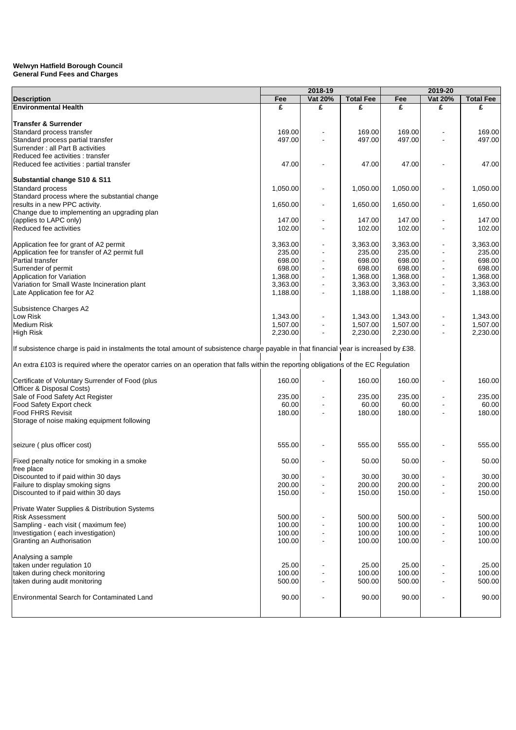**Welwyn Hatfield Borough Council**
**General Fund Fees and Charges**

| Description | 2018-19 Fee | 2018-19 Vat 20% | 2018-19 Total Fee | 2019-20 Fee | 2019-20 Vat 20% | 2019-20 Total Fee |
|---|---|---|---|---|---|---|
| **Environmental Health** | £ | £ | £ | £ | £ | £ |
| | | | | | | |
| **Transfer & Surrender** | | | | | | |
| Standard process transfer | 169.00 | - | 169.00 | 169.00 | - | 169.00 |
| Standard process partial transfer | 497.00 | - | 497.00 | 497.00 | - | 497.00 |
| Surrender : all Part B activities | | | | | | |
| Reduced fee activities : transfer | | | | | | |
| Reduced fee activities : partial transfer | 47.00 | - | 47.00 | 47.00 | - | 47.00 |
| | | | | | | |
| **Substantial change S10 & S11** | | | | | | |
| Standard process | 1,050.00 | - | 1,050.00 | 1,050.00 | - | 1,050.00 |
| Standard process where the substantial change results in a new PPC activity. | 1,650.00 | - | 1,650.00 | 1,650.00 | - | 1,650.00 |
| Change due to implementing an upgrading plan (applies to LAPC only) | 147.00 | - | 147.00 | 147.00 | - | 147.00 |
| Reduced fee activities | 102.00 | - | 102.00 | 102.00 | - | 102.00 |
| | | | | | | |
| Application fee for grant of A2 permit | 3,363.00 | - | 3,363.00 | 3,363.00 | - | 3,363.00 |
| Application fee for transfer of A2 permit full | 235.00 | - | 235.00 | 235.00 | - | 235.00 |
| Partial transfer | 698.00 | - | 698.00 | 698.00 | - | 698.00 |
| Surrender of permit | 698.00 | - | 698.00 | 698.00 | - | 698.00 |
| Application for Variation | 1,368.00 | - | 1,368.00 | 1,368.00 | - | 1,368.00 |
| Variation for Small Waste Incineration plant | 3,363.00 | - | 3,363.00 | 3,363.00 | - | 3,363.00 |
| Late Application fee for A2 | 1,188.00 | - | 1,188.00 | 1,188.00 | - | 1,188.00 |
| | | | | | | |
| Subsistence Charges A2 | | | | | | |
| Low Risk | 1,343.00 | - | 1,343.00 | 1,343.00 | - | 1,343.00 |
| Medium Risk | 1,507.00 | - | 1,507.00 | 1,507.00 | - | 1,507.00 |
| High Risk | 2,230.00 | - | 2,230.00 | 2,230.00 | - | 2,230.00 |
| | | | | | | |
| If subsistence charge is paid in instalments the total amount of subsistence charge payable in that financial year is increased by £38. | | | | | | |
| | | | | | | |
| An extra £103 is required where the operator carries on an operation that falls within the reporting obligations of the EC Regulation | | | | | | |
| | | | | | | |
| Certificate of Voluntary Surrender of Food (plus Officer & Disposal Costs) | 160.00 | - | 160.00 | 160.00 | - | 160.00 |
| Sale of Food Safety Act Register | 235.00 | - | 235.00 | 235.00 | - | 235.00 |
| Food Safety Export check | 60.00 | - | 60.00 | 60.00 | - | 60.00 |
| Food FHRS Revisit | 180.00 | - | 180.00 | 180.00 | - | 180.00 |
| Storage of noise making equipment following seizure ( plus officer cost) | 555.00 | - | 555.00 | 555.00 | - | 555.00 |
| | | | | | | |
| Fixed penalty notice for smoking in a smoke free place | 50.00 | - | 50.00 | 50.00 | - | 50.00 |
| Discounted to if paid within 30 days | 30.00 | - | 30.00 | 30.00 | - | 30.00 |
| Failure to display smoking signs | 200.00 | - | 200.00 | 200.00 | - | 200.00 |
| Discounted to if paid within 30 days | 150.00 | - | 150.00 | 150.00 | - | 150.00 |
| | | | | | | |
| Private Water Supplies & Distribution Systems | | | | | | |
| Risk Assessment | 500.00 | - | 500.00 | 500.00 | - | 500.00 |
| Sampling - each visit ( maximum fee) | 100.00 | - | 100.00 | 100.00 | - | 100.00 |
| Investigation ( each investigation) | 100.00 | - | 100.00 | 100.00 | - | 100.00 |
| Granting an Authorisation | 100.00 | - | 100.00 | 100.00 | - | 100.00 |
| | | | | | | |
| Analysing a sample | | | | | | |
| taken under regulation 10 | 25.00 | - | 25.00 | 25.00 | - | 25.00 |
| taken during check monitoring | 100.00 | - | 100.00 | 100.00 | - | 100.00 |
| taken during audit monitoring | 500.00 | - | 500.00 | 500.00 | - | 500.00 |
| | | | | | | |
| Environmental Search for Contaminated Land | 90.00 | - | 90.00 | 90.00 | - | 90.00 |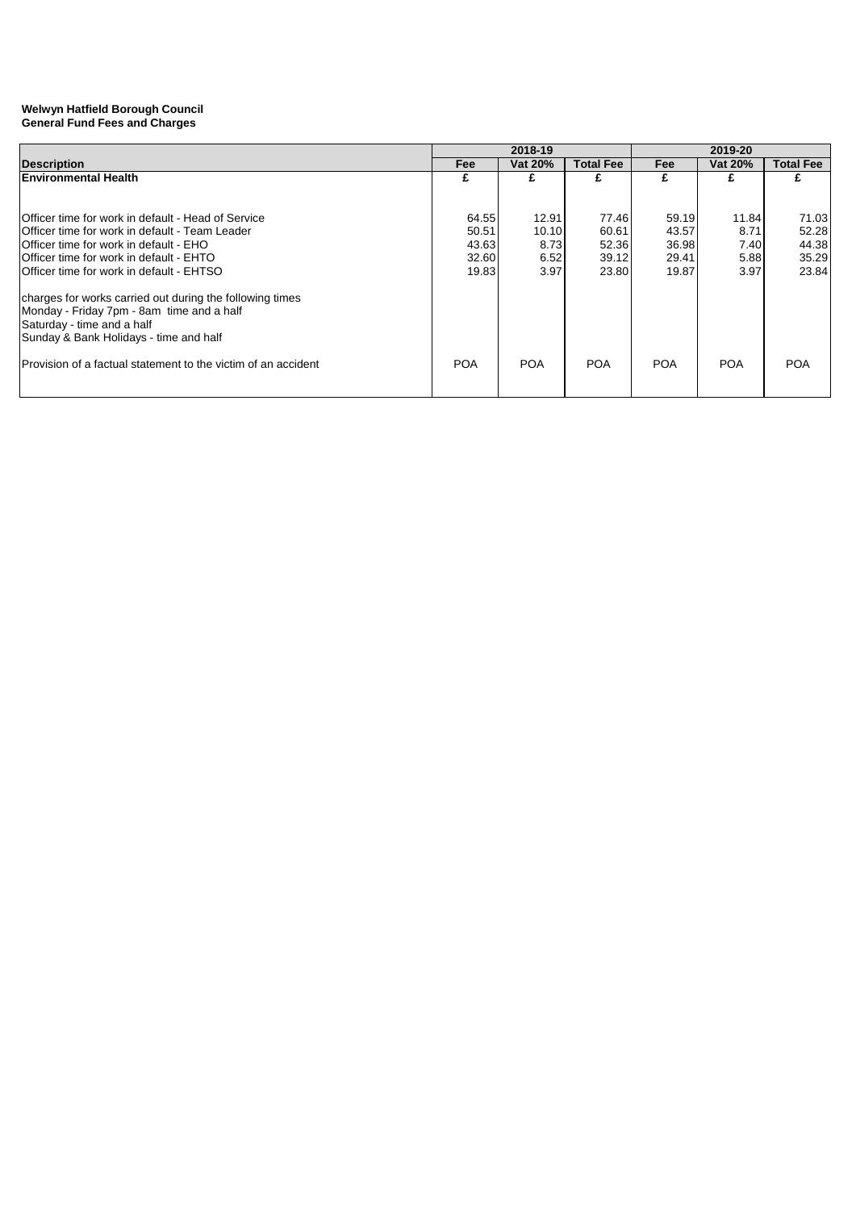**Welwyn Hatfield Borough Council**
**General Fund Fees and Charges**

| | 2018-19 | | | 2019-20 | | |
|---|---|---|---|---|---|---|
| **Description** | **Fee** | **Vat 20%** | **Total Fee** | **Fee** | **Vat 20%** | **Total Fee** |
| **Environmental Health** | **£** | **£** | **£** | **£** | **£** | **£** |
| Officer time for work in default - Head of Service | 64.55 | 12.91 | 77.46 | 59.19 | 11.84 | 71.03 |
| Officer time for work in default - Team Leader | 50.51 | 10.10 | 60.61 | 43.57 | 8.71 | 52.28 |
| Officer time for work in default - EHO | 43.63 | 8.73 | 52.36 | 36.98 | 7.40 | 44.38 |
| Officer time for work in default - EHTO | 32.60 | 6.52 | 39.12 | 29.41 | 5.88 | 35.29 |
| Officer time for work in default - EHTSO | 19.83 | 3.97 | 23.80 | 19.87 | 3.97 | 23.84 |
| charges for works carried out during the following times | | | | | | |
| Monday - Friday 7pm - 8am time and a half | | | | | | |
| Saturday - time and a half | | | | | | |
| Sunday & Bank Holidays - time and half | | | | | | |
| Provision of a factual statement to the victim of an accident | POA | POA | POA | POA | POA | POA |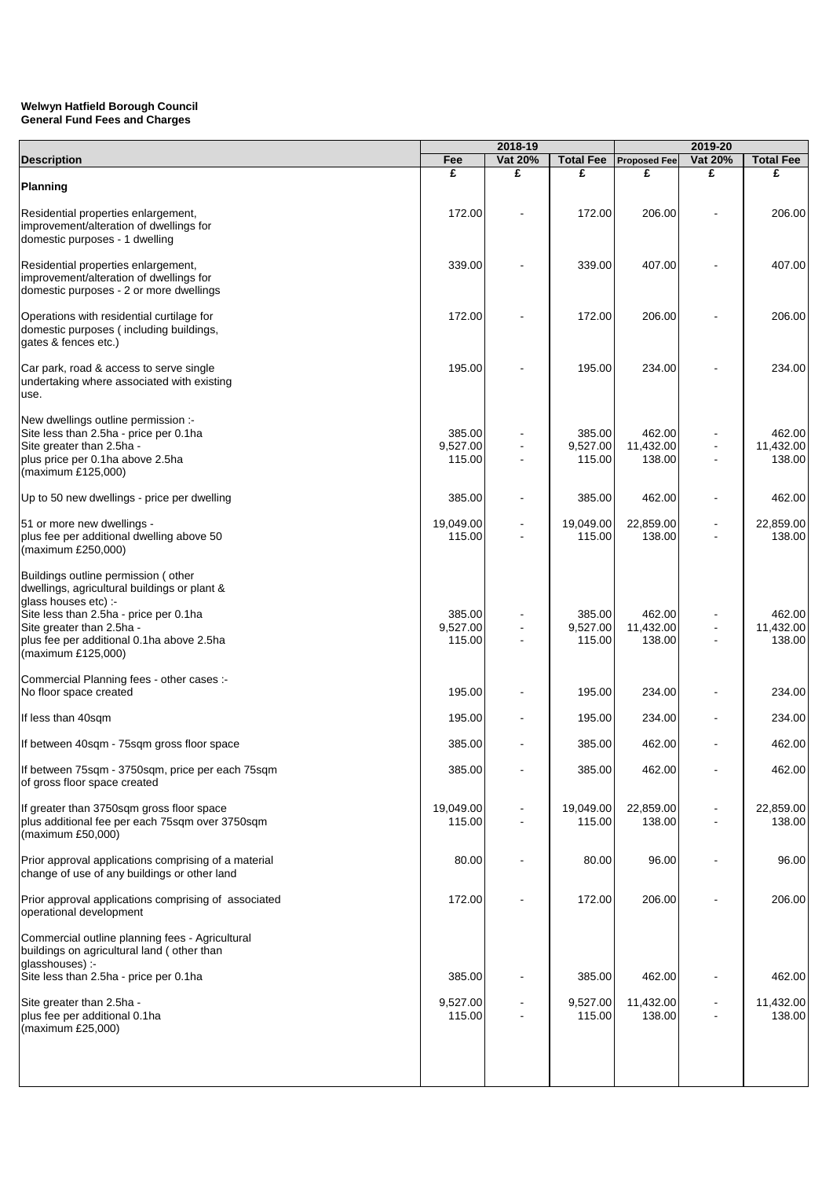**Welwyn Hatfield Borough Council**
**General Fund Fees and Charges**

| Description | 2018-19 | | | 2019-20 | | |
|---|---|---|---|---|---|---|
| | Fee | Vat 20% | Total Fee | Proposed Fee | Vat 20% | Total Fee |
| | £ | £ | £ | £ | £ | £ |
| **Planning** | | | | | | |
| Residential properties enlargement, improvement/alteration of dwellings for domestic purposes - 1 dwelling | 172.00 | - | 172.00 | 206.00 | - | 206.00 |
| Residential properties enlargement, improvement/alteration of dwellings for domestic purposes - 2 or more dwellings | 339.00 | - | 339.00 | 407.00 | - | 407.00 |
| Operations with residential curtilage for domestic purposes ( including buildings, gates & fences etc.) | 172.00 | - | 172.00 | 206.00 | - | 206.00 |
| Car park, road & access to serve single undertaking where associated with existing use. | 195.00 | - | 195.00 | 234.00 | - | 234.00 |
| New dwellings outline permission :- | | | | | | |
| Site less than 2.5ha - price per 0.1ha | 385.00 | - | 385.00 | 462.00 | - | 462.00 |
| Site greater than 2.5ha - | 9,527.00 | - | 9,527.00 | 11,432.00 | - | 11,432.00 |
| plus price per 0.1ha above 2.5ha (maximum £125,000) | 115.00 | - | 115.00 | 138.00 | - | 138.00 |
| Up to 50 new dwellings - price per dwelling | 385.00 | - | 385.00 | 462.00 | - | 462.00 |
| 51 or more new dwellings - | 19,049.00 | - | 19,049.00 | 22,859.00 | - | 22,859.00 |
| plus fee per additional dwelling above 50 (maximum £250,000) | 115.00 | - | 115.00 | 138.00 | - | 138.00 |
| Buildings outline permission ( other dwellings, agricultural buildings or plant & glass houses etc) :- | | | | | | |
| Site less than 2.5ha - price per 0.1ha | 385.00 | - | 385.00 | 462.00 | - | 462.00 |
| Site greater than 2.5ha - | 9,527.00 | - | 9,527.00 | 11,432.00 | - | 11,432.00 |
| plus fee per additional 0.1ha above 2.5ha (maximum £125,000) | 115.00 | - | 115.00 | 138.00 | - | 138.00 |
| Commercial Planning fees - other cases :- | | | | | | |
| No floor space created | 195.00 | - | 195.00 | 234.00 | - | 234.00 |
| If less than 40sqm | 195.00 | - | 195.00 | 234.00 | - | 234.00 |
| If between 40sqm - 75sqm gross floor space | 385.00 | - | 385.00 | 462.00 | - | 462.00 |
| If between 75sqm - 3750sqm, price per each 75sqm of gross floor space created | 385.00 | - | 385.00 | 462.00 | - | 462.00 |
| If greater than 3750sqm gross floor space | 19,049.00 | - | 19,049.00 | 22,859.00 | - | 22,859.00 |
| plus additional fee per each 75sqm over 3750sqm (maximum £50,000) | 115.00 | - | 115.00 | 138.00 | - | 138.00 |
| Prior approval applications comprising of a material change of use of any buildings or other land | 80.00 | - | 80.00 | 96.00 | - | 96.00 |
| Prior approval applications comprising of associated operational development | 172.00 | - | 172.00 | 206.00 | - | 206.00 |
| Commercial outline planning fees - Agricultural buildings on agricultural land ( other than glasshouses) :- | | | | | | |
| Site less than 2.5ha - price per 0.1ha | 385.00 | - | 385.00 | 462.00 | - | 462.00 |
| Site greater than 2.5ha - | 9,527.00 | - | 9,527.00 | 11,432.00 | - | 11,432.00 |
| plus fee per additional 0.1ha (maximum £25,000) | 115.00 | - | 115.00 | 138.00 | - | 138.00 |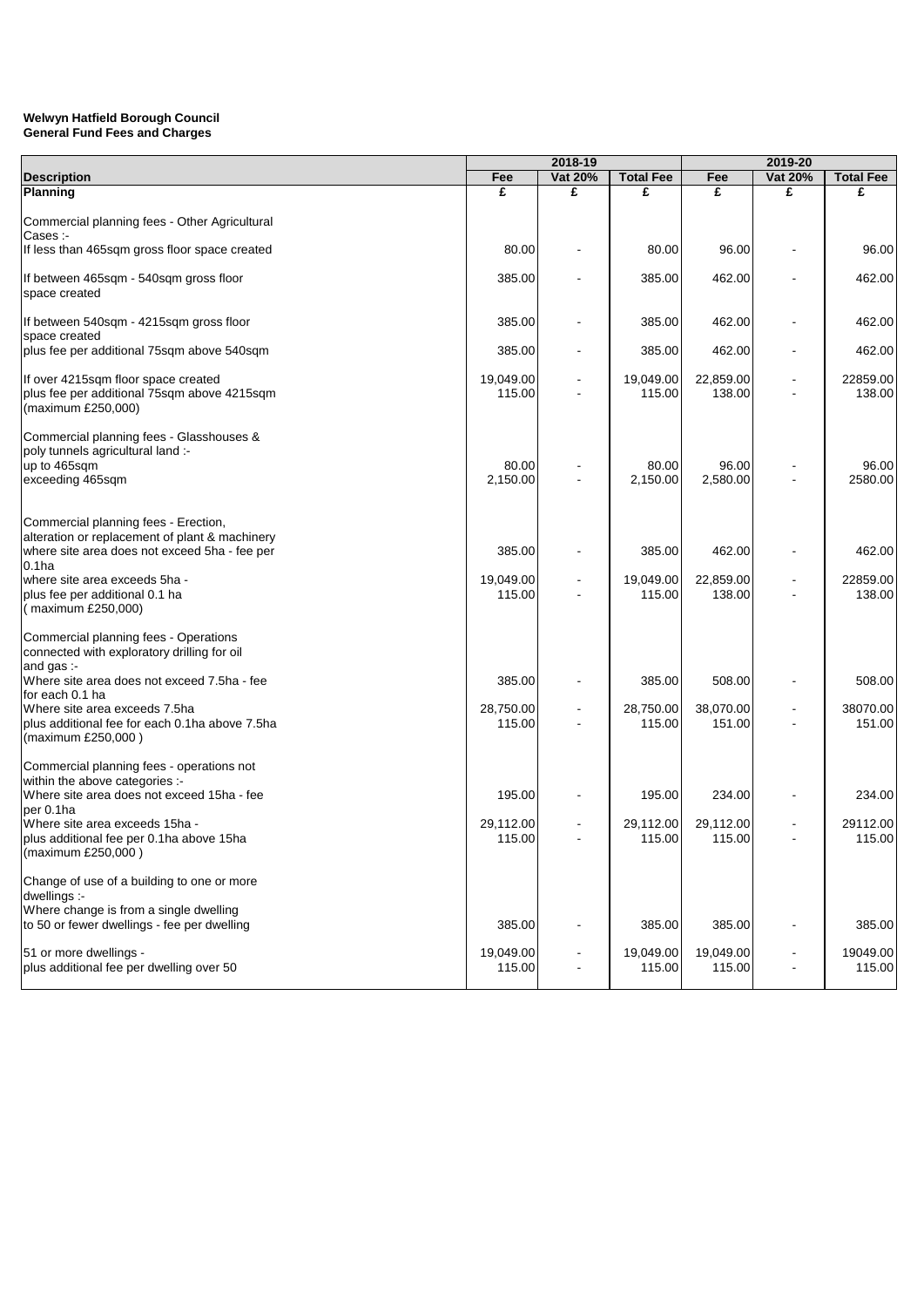**Welwyn Hatfield Borough Council**
**General Fund Fees and Charges**

| Description | 2018-19 Fee | 2018-19 Vat 20% | 2018-19 Total Fee | 2019-20 Fee | 2019-20 Vat 20% | 2019-20 Total Fee |
|---|---|---|---|---|---|---|
| **Planning** | £ | £ | £ | £ | £ | £ |
| Commercial planning fees - Other Agricultural Cases :- | | | | | | |
| If less than 465sqm gross floor space created | 80.00 | - | 80.00 | 96.00 | - | 96.00 |
| If between 465sqm - 540sqm gross floor space created | 385.00 | - | 385.00 | 462.00 | - | 462.00 |
| If between 540sqm - 4215sqm gross floor space created | 385.00 | - | 385.00 | 462.00 | - | 462.00 |
| plus fee per additional 75sqm above 540sqm | 385.00 | - | 385.00 | 462.00 | - | 462.00 |
| If over 4215sqm floor space created | 19,049.00 | - | 19,049.00 | 22,859.00 | - | 22859.00 |
| plus fee per additional 75sqm above 4215sqm (maximum £250,000) | 115.00 | - | 115.00 | 138.00 | - | 138.00 |
| Commercial planning fees - Glasshouses & poly tunnels agricultural land :- | | | | | | |
| up to 465sqm | 80.00 | - | 80.00 | 96.00 | - | 96.00 |
| exceeding 465sqm | 2,150.00 | - | 2,150.00 | 2,580.00 | - | 2580.00 |
| Commercial planning fees - Erection, alteration or replacement of plant & machinery | | | | | | |
| where site area does not exceed 5ha - fee per 0.1ha | 385.00 | - | 385.00 | 462.00 | - | 462.00 |
| where site area exceeds 5ha - | 19,049.00 | - | 19,049.00 | 22,859.00 | - | 22859.00 |
| plus fee per additional 0.1 ha ( maximum £250,000) | 115.00 | - | 115.00 | 138.00 | - | 138.00 |
| Commercial planning fees - Operations connected with exploratory drilling for oil and gas :- | | | | | | |
| Where site area does not exceed 7.5ha - fee for each 0.1 ha | 385.00 | - | 385.00 | 508.00 | - | 508.00 |
| Where site area exceeds 7.5ha | 28,750.00 | - | 28,750.00 | 38,070.00 | - | 38070.00 |
| plus additional fee for each 0.1ha above 7.5ha (maximum £250,000 ) | 115.00 | - | 115.00 | 151.00 | - | 151.00 |
| Commercial planning fees - operations not within the above categories :- | | | | | | |
| Where site area does not exceed 15ha - fee per 0.1ha | 195.00 | - | 195.00 | 234.00 | - | 234.00 |
| Where site area exceeds 15ha - | 29,112.00 | - | 29,112.00 | 29,112.00 | - | 29112.00 |
| plus additional fee per 0.1ha above 15ha (maximum £250,000 ) | 115.00 | - | 115.00 | 115.00 | - | 115.00 |
| Change of use of a building to one or more dwellings :- | | | | | | |
| Where change is from a single dwelling to 50 or fewer dwellings - fee per dwelling | 385.00 | - | 385.00 | 385.00 | - | 385.00 |
| 51 or more dwellings - | 19,049.00 | - | 19,049.00 | 19,049.00 | - | 19049.00 |
| plus additional fee per dwelling over 50 | 115.00 | - | 115.00 | 115.00 | - | 115.00 |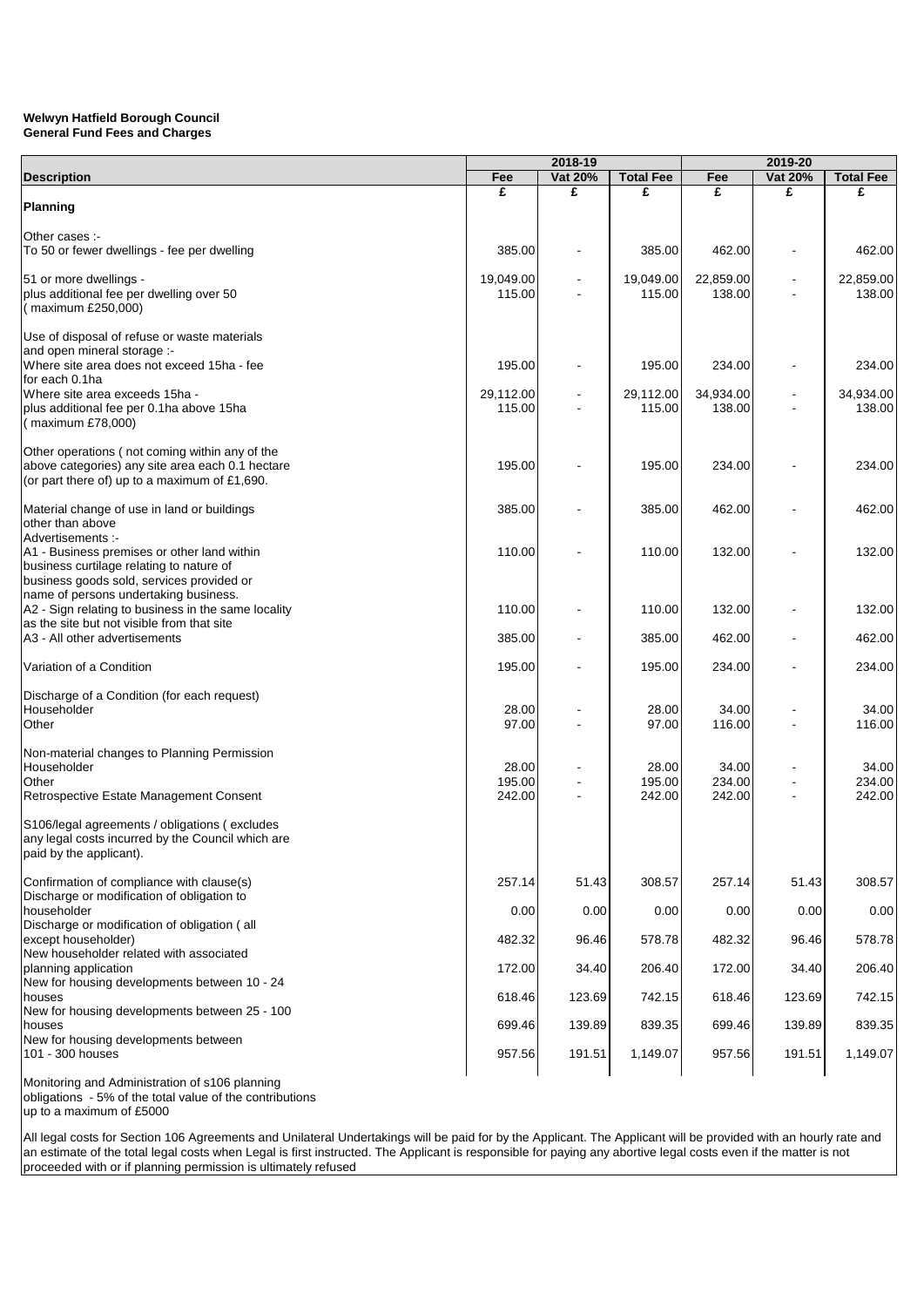**Welwyn Hatfield Borough Council**
**General Fund Fees and Charges**

| Description | 2018-19 | | | 2019-20 | | |
|---|---|---|---|---|---|---|
| | Fee | Vat 20% | Total Fee | Fee | Vat 20% | Total Fee |
| | £ | £ | £ | £ | £ | £ |
| **Planning** | | | | | | |
| Other cases :- | | | | | | |
| To 50 or fewer dwellings - fee per dwelling | 385.00 | - | 385.00 | 462.00 | - | 462.00 |
| 51 or more dwellings - | 19,049.00 | - | 19,049.00 | 22,859.00 | - | 22,859.00 |
| plus additional fee per dwelling over 50 ( maximum £250,000) | 115.00 | - | 115.00 | 138.00 | - | 138.00 |
| Use of disposal of refuse or waste materials and open mineral storage :- | | | | | | |
| Where site area does not exceed 15ha - fee for each 0.1ha | 195.00 | - | 195.00 | 234.00 | - | 234.00 |
| Where site area exceeds 15ha - | 29,112.00 | - | 29,112.00 | 34,934.00 | - | 34,934.00 |
| plus additional fee per 0.1ha above 15ha ( maximum £78,000) | 115.00 | - | 115.00 | 138.00 | - | 138.00 |
| Other operations ( not coming within any of the above categories) any site area each 0.1 hectare (or part there of) up to a maximum of £1,690. | 195.00 | - | 195.00 | 234.00 | - | 234.00 |
| Material change of use in land or buildings other than above | 385.00 | - | 385.00 | 462.00 | - | 462.00 |
| Advertisements :- | | | | | | |
| A1 - Business premises or other land within business curtilage relating to nature of business goods sold, services provided or name of persons undertaking business. | 110.00 | - | 110.00 | 132.00 | - | 132.00 |
| A2 - Sign relating to business in the same locality as the site but not visible from that site | 110.00 | - | 110.00 | 132.00 | - | 132.00 |
| A3 - All other advertisements | 385.00 | - | 385.00 | 462.00 | - | 462.00 |
| Variation of a Condition | 195.00 | - | 195.00 | 234.00 | - | 234.00 |
| Discharge of a Condition (for each request) | | | | | | |
| Householder | 28.00 | - | 28.00 | 34.00 | - | 34.00 |
| Other | 97.00 | - | 97.00 | 116.00 | - | 116.00 |
| Non-material changes to Planning Permission | | | | | | |
| Householder | 28.00 | - | 28.00 | 34.00 | - | 34.00 |
| Other | 195.00 | - | 195.00 | 234.00 | - | 234.00 |
| Retrospective Estate Management Consent | 242.00 | - | 242.00 | 242.00 | - | 242.00 |
| S106/legal agreements / obligations ( excludes any legal costs incurred by the Council which are paid by the applicant). | | | | | | |
| Confirmation of compliance with clause(s) | 257.14 | 51.43 | 308.57 | 257.14 | 51.43 | 308.57 |
| Discharge or modification of obligation to householder | 0.00 | 0.00 | 0.00 | 0.00 | 0.00 | 0.00 |
| Discharge or modification of obligation ( all except householder) | 482.32 | 96.46 | 578.78 | 482.32 | 96.46 | 578.78 |
| New householder related with associated planning application | 172.00 | 34.40 | 206.40 | 172.00 | 34.40 | 206.40 |
| New for housing developments between 10 - 24 houses | 618.46 | 123.69 | 742.15 | 618.46 | 123.69 | 742.15 |
| New for housing developments between 25 - 100 houses | 699.46 | 139.89 | 839.35 | 699.46 | 139.89 | 839.35 |
| New for housing developments between 101 - 300 houses | 957.56 | 191.51 | 1,149.07 | 957.56 | 191.51 | 1,149.07 |
| Monitoring and Administration of s106 planning obligations - 5% of the total value of the contributions up to a maximum of £5000 | | | | | | |

All legal costs for Section 106 Agreements and Unilateral Undertakings will be paid for by the Applicant. The Applicant will be provided with an hourly rate and an estimate of the total legal costs when Legal is first instructed. The Applicant is responsible for paying any abortive legal costs even if the matter is not proceeded with or if planning permission is ultimately refused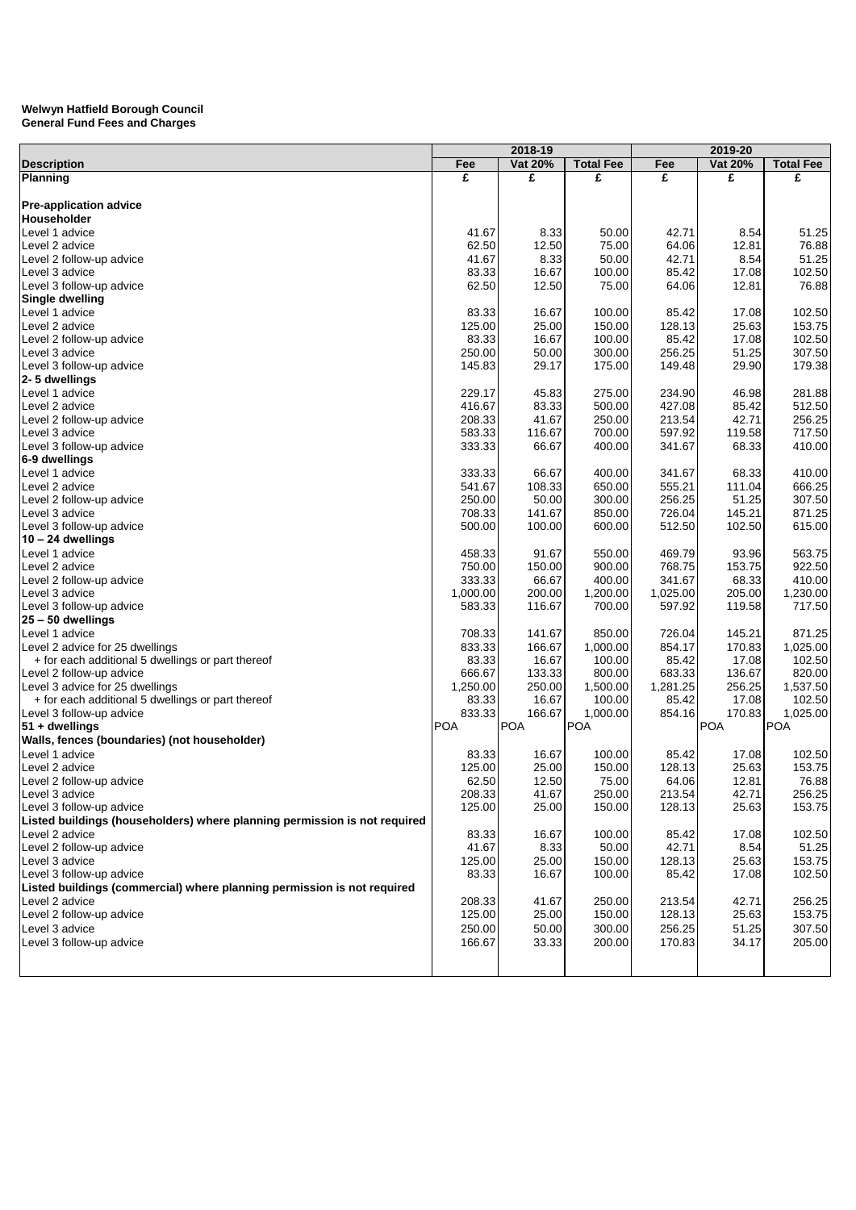**Welwyn Hatfield Borough Council**
**General Fund Fees and Charges**

| Description | 2018-19 Fee | 2018-19 Vat 20% | 2018-19 Total Fee | 2019-20 Fee | 2019-20 Vat 20% | 2019-20 Total Fee |
|---|---|---|---|---|---|---|
| **Planning** | **£** | **£** | **£** | **£** | **£** | **£** |
| **Pre-application advice** | | | | | | |
| **Householder** | | | | | | |
| Level 1 advice | 41.67 | 8.33 | 50.00 | 42.71 | 8.54 | 51.25 |
| Level 2 advice | 62.50 | 12.50 | 75.00 | 64.06 | 12.81 | 76.88 |
| Level 2 follow-up advice | 41.67 | 8.33 | 50.00 | 42.71 | 8.54 | 51.25 |
| Level 3 advice | 83.33 | 16.67 | 100.00 | 85.42 | 17.08 | 102.50 |
| Level 3 follow-up advice | 62.50 | 12.50 | 75.00 | 64.06 | 12.81 | 76.88 |
| **Single dwelling** | | | | | | |
| Level 1 advice | 83.33 | 16.67 | 100.00 | 85.42 | 17.08 | 102.50 |
| Level 2 advice | 125.00 | 25.00 | 150.00 | 128.13 | 25.63 | 153.75 |
| Level 2 follow-up advice | 83.33 | 16.67 | 100.00 | 85.42 | 17.08 | 102.50 |
| Level 3 advice | 250.00 | 50.00 | 300.00 | 256.25 | 51.25 | 307.50 |
| Level 3 follow-up advice | 145.83 | 29.17 | 175.00 | 149.48 | 29.90 | 179.38 |
| **2- 5 dwellings** | | | | | | |
| Level 1 advice | 229.17 | 45.83 | 275.00 | 234.90 | 46.98 | 281.88 |
| Level 2 advice | 416.67 | 83.33 | 500.00 | 427.08 | 85.42 | 512.50 |
| Level 2 follow-up advice | 208.33 | 41.67 | 250.00 | 213.54 | 42.71 | 256.25 |
| Level 3 advice | 583.33 | 116.67 | 700.00 | 597.92 | 119.58 | 717.50 |
| Level 3 follow-up advice | 333.33 | 66.67 | 400.00 | 341.67 | 68.33 | 410.00 |
| **6-9 dwellings** | | | | | | |
| Level 1 advice | 333.33 | 66.67 | 400.00 | 341.67 | 68.33 | 410.00 |
| Level 2 advice | 541.67 | 108.33 | 650.00 | 555.21 | 111.04 | 666.25 |
| Level 2 follow-up advice | 250.00 | 50.00 | 300.00 | 256.25 | 51.25 | 307.50 |
| Level 3 advice | 708.33 | 141.67 | 850.00 | 726.04 | 145.21 | 871.25 |
| Level 3 follow-up advice | 500.00 | 100.00 | 600.00 | 512.50 | 102.50 | 615.00 |
| **10 – 24 dwellings** | | | | | | |
| Level 1 advice | 458.33 | 91.67 | 550.00 | 469.79 | 93.96 | 563.75 |
| Level 2 advice | 750.00 | 150.00 | 900.00 | 768.75 | 153.75 | 922.50 |
| Level 2 follow-up advice | 333.33 | 66.67 | 400.00 | 341.67 | 68.33 | 410.00 |
| Level 3 advice | 1,000.00 | 200.00 | 1,200.00 | 1,025.00 | 205.00 | 1,230.00 |
| Level 3 follow-up advice | 583.33 | 116.67 | 700.00 | 597.92 | 119.58 | 717.50 |
| **25 – 50 dwellings** | | | | | | |
| Level 1 advice | 708.33 | 141.67 | 850.00 | 726.04 | 145.21 | 871.25 |
| Level 2 advice for 25 dwellings | 833.33 | 166.67 | 1,000.00 | 854.17 | 170.83 | 1,025.00 |
| + for each additional 5 dwellings or part thereof | 83.33 | 16.67 | 100.00 | 85.42 | 17.08 | 102.50 |
| Level 2 follow-up advice | 666.67 | 133.33 | 800.00 | 683.33 | 136.67 | 820.00 |
| Level 3 advice for 25 dwellings | 1,250.00 | 250.00 | 1,500.00 | 1,281.25 | 256.25 | 1,537.50 |
| + for each additional 5 dwellings or part thereof | 83.33 | 16.67 | 100.00 | 85.42 | 17.08 | 102.50 |
| Level 3 follow-up advice | 833.33 | 166.67 | 1,000.00 | 854.16 | 170.83 | 1,025.00 |
| **51 + dwellings** | POA | POA | POA | | POA | POA |
| **Walls, fences (boundaries) (not householder)** | | | | | | |
| Level 1 advice | 83.33 | 16.67 | 100.00 | 85.42 | 17.08 | 102.50 |
| Level 2 advice | 125.00 | 25.00 | 150.00 | 128.13 | 25.63 | 153.75 |
| Level 2 follow-up advice | 62.50 | 12.50 | 75.00 | 64.06 | 12.81 | 76.88 |
| Level 3 advice | 208.33 | 41.67 | 250.00 | 213.54 | 42.71 | 256.25 |
| Level 3 follow-up advice | 125.00 | 25.00 | 150.00 | 128.13 | 25.63 | 153.75 |
| **Listed buildings (householders) where planning permission is not required** | | | | | | |
| Level 2 advice | 83.33 | 16.67 | 100.00 | 85.42 | 17.08 | 102.50 |
| Level 2 follow-up advice | 41.67 | 8.33 | 50.00 | 42.71 | 8.54 | 51.25 |
| Level 3 advice | 125.00 | 25.00 | 150.00 | 128.13 | 25.63 | 153.75 |
| Level 3 follow-up advice | 83.33 | 16.67 | 100.00 | 85.42 | 17.08 | 102.50 |
| **Listed buildings (commercial) where planning permission is not required** | | | | | | |
| Level 2 advice | 208.33 | 41.67 | 250.00 | 213.54 | 42.71 | 256.25 |
| Level 2 follow-up advice | 125.00 | 25.00 | 150.00 | 128.13 | 25.63 | 153.75 |
| Level 3 advice | 250.00 | 50.00 | 300.00 | 256.25 | 51.25 | 307.50 |
| Level 3 follow-up advice | 166.67 | 33.33 | 200.00 | 170.83 | 34.17 | 205.00 |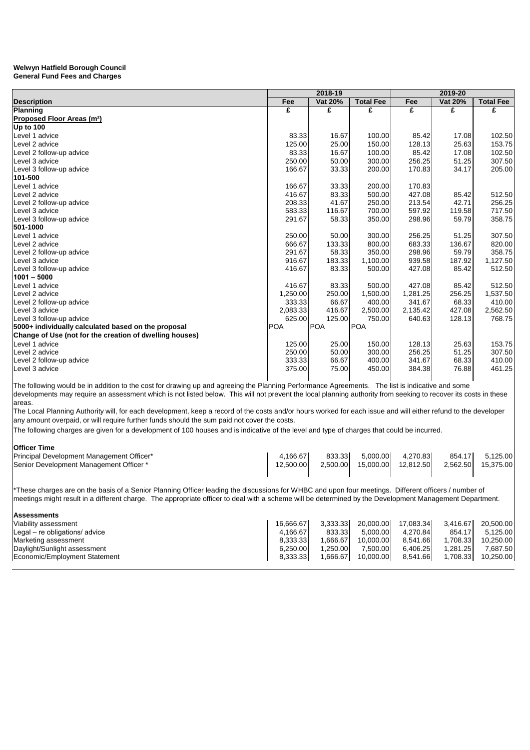**Welwyn Hatfield Borough Council**
**General Fund Fees and Charges**

| | 2018-19 | | | 2019-20 | | |
|---|---|---|---|---|---|---|
| **Description** | **Fee** | **Vat 20%** | **Total Fee** | **Fee** | **Vat 20%** | **Total Fee** |
| **Planning** | **£** | **£** | **£** | **£** | **£** | **£** |
| **Proposed Floor Areas (m²)** | | | | | | |
| **Up to 100** | | | | | | |
| Level 1 advice | 83.33 | 16.67 | 100.00 | 85.42 | 17.08 | 102.50 |
| Level 2 advice | 125.00 | 25.00 | 150.00 | 128.13 | 25.63 | 153.75 |
| Level 2 follow-up advice | 83.33 | 16.67 | 100.00 | 85.42 | 17.08 | 102.50 |
| Level 3 advice | 250.00 | 50.00 | 300.00 | 256.25 | 51.25 | 307.50 |
| Level 3 follow-up advice | 166.67 | 33.33 | 200.00 | 170.83 | 34.17 | 205.00 |
| **101-500** | | | | | | |
| Level 1 advice | 166.67 | 33.33 | 200.00 | 170.83 | | |
| Level 2 advice | 416.67 | 83.33 | 500.00 | 427.08 | 85.42 | 512.50 |
| Level 2 follow-up advice | 208.33 | 41.67 | 250.00 | 213.54 | 42.71 | 256.25 |
| Level 3 advice | 583.33 | 116.67 | 700.00 | 597.92 | 119.58 | 717.50 |
| Level 3 follow-up advice | 291.67 | 58.33 | 350.00 | 298.96 | 59.79 | 358.75 |
| **501-1000** | | | | | | |
| Level 1 advice | 250.00 | 50.00 | 300.00 | 256.25 | 51.25 | 307.50 |
| Level 2 advice | 666.67 | 133.33 | 800.00 | 683.33 | 136.67 | 820.00 |
| Level 2 follow-up advice | 291.67 | 58.33 | 350.00 | 298.96 | 59.79 | 358.75 |
| Level 3 advice | 916.67 | 183.33 | 1,100.00 | 939.58 | 187.92 | 1,127.50 |
| Level 3 follow-up advice | 416.67 | 83.33 | 500.00 | 427.08 | 85.42 | 512.50 |
| **1001 – 5000** | | | | | | |
| Level 1 advice | 416.67 | 83.33 | 500.00 | 427.08 | 85.42 | 512.50 |
| Level 2 advice | 1,250.00 | 250.00 | 1,500.00 | 1,281.25 | 256.25 | 1,537.50 |
| Level 2 follow-up advice | 333.33 | 66.67 | 400.00 | 341.67 | 68.33 | 410.00 |
| Level 3 advice | 2,083.33 | 416.67 | 2,500.00 | 2,135.42 | 427.08 | 2,562.50 |
| Level 3 follow-up advice | 625.00 | 125.00 | 750.00 | 640.63 | 128.13 | 768.75 |
| **5000+ individually calculated based on the proposal** | POA | POA | POA | | | |
| **Change of Use (not for the creation of dwelling houses)** | | | | | | |
| Level 1 advice | 125.00 | 25.00 | 150.00 | 128.13 | 25.63 | 153.75 |
| Level 2 advice | 250.00 | 50.00 | 300.00 | 256.25 | 51.25 | 307.50 |
| Level 2 follow-up advice | 333.33 | 66.67 | 400.00 | 341.67 | 68.33 | 410.00 |
| Level 3 advice | 375.00 | 75.00 | 450.00 | 384.38 | 76.88 | 461.25 |

The following would be in addition to the cost for drawing up and agreeing the Planning Performance Agreements. The list is indicative and some developments may require an assessment which is not listed below. This will not prevent the local planning authority from seeking to recover its costs in these areas.

The Local Planning Authority will, for each development, keep a record of the costs and/or hours worked for each issue and will either refund to the developer any amount overpaid, or will require further funds should the sum paid not cover the costs.

The following charges are given for a development of 100 houses and is indicative of the level and type of charges that could be incurred.

| | 2018-19 | | | 2019-20 | | |
|---|---|---|---|---|---|---|
| **Description** | **Fee** | **Vat 20%** | **Total Fee** | **Fee** | **Vat 20%** | **Total Fee** |
| **Officer Time** | | | | | | |
| Principal Development Management Officer* | 4,166.67 | 833.33 | 5,000.00 | 4,270.83 | 854.17 | 5,125.00 |
| Senior Development Management Officer * | 12,500.00 | 2,500.00 | 15,000.00 | 12,812.50 | 2,562.50 | 15,375.00 |

*These charges are on the basis of a Senior Planning Officer leading the discussions for WHBC and upon four meetings. Different officers / number of meetings might result in a different charge. The appropriate officer to deal with a scheme will be determined by the Development Management Department.

| | 2018-19 | | | 2019-20 | | |
|---|---|---|---|---|---|---|
| **Description** | **Fee** | **Vat 20%** | **Total Fee** | **Fee** | **Vat 20%** | **Total Fee** |
| **Assessments** | | | | | | |
| Viability assessment | 16,666.67 | 3,333.33 | 20,000.00 | 17,083.34 | 3,416.67 | 20,500.00 |
| Legal – re obligations/ advice | 4,166.67 | 833.33 | 5,000.00 | 4,270.84 | 854.17 | 5,125.00 |
| Marketing assessment | 8,333.33 | 1,666.67 | 10,000.00 | 8,541.66 | 1,708.33 | 10,250.00 |
| Daylight/Sunlight assessment | 6,250.00 | 1,250.00 | 7,500.00 | 6,406.25 | 1,281.25 | 7,687.50 |
| Economic/Employment Statement | 8,333.33 | 1,666.67 | 10,000.00 | 8,541.66 | 1,708.33 | 10,250.00 |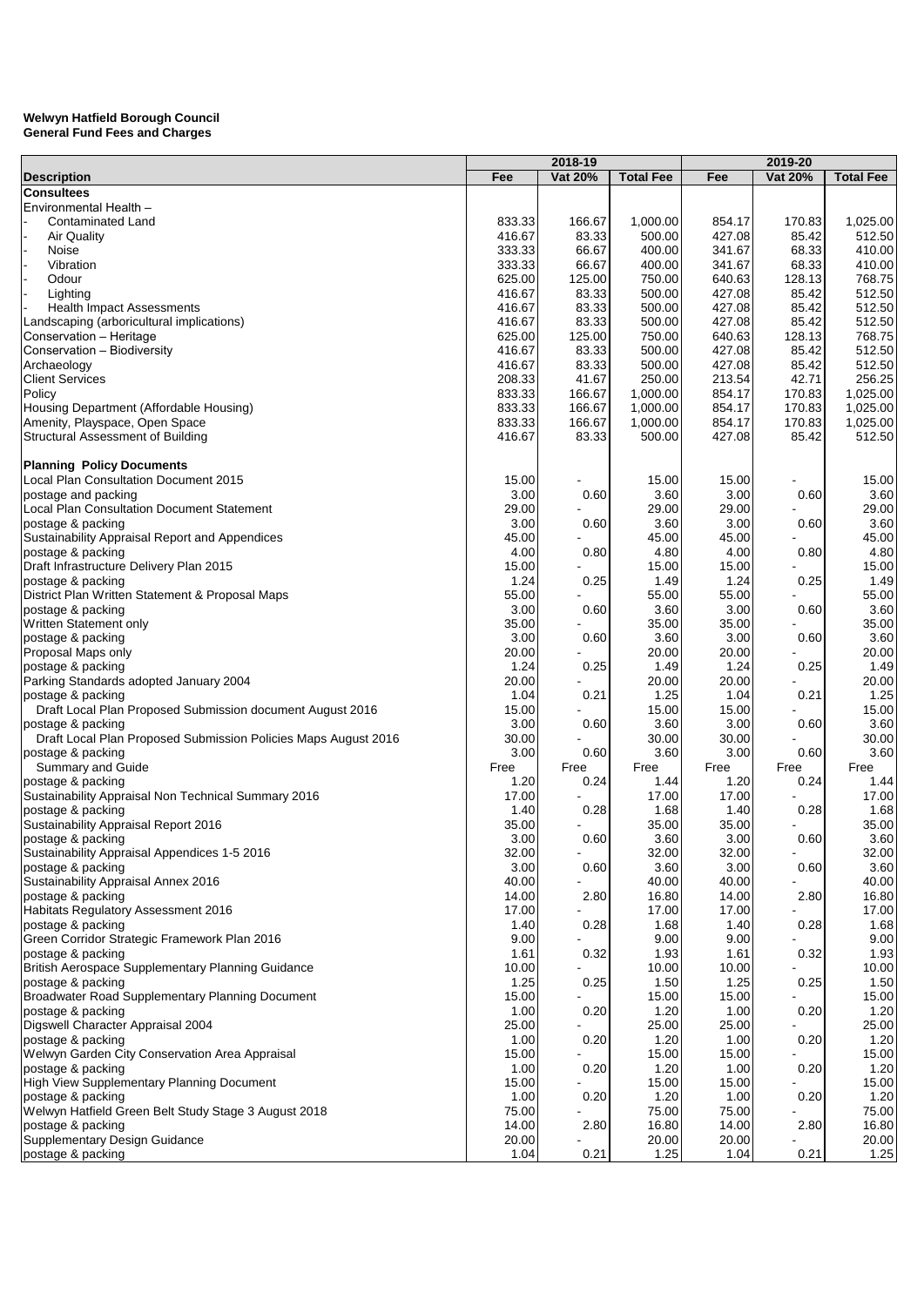**Welwyn Hatfield Borough Council**
**General Fund Fees and Charges**

| | 2018-19 | | | 2019-20 | | |
|---|---|---|---|---|---|---|
| **Description** | **Fee** | **Vat 20%** | **Total Fee** | **Fee** | **Vat 20%** | **Total Fee** |
| **Consultees** | | | | | | |
| Environmental Health – | | | | | | |
| - Contaminated Land | 833.33 | 166.67 | 1,000.00 | 854.17 | 170.83 | 1,025.00 |
| - Air Quality | 416.67 | 83.33 | 500.00 | 427.08 | 85.42 | 512.50 |
| - Noise | 333.33 | 66.67 | 400.00 | 341.67 | 68.33 | 410.00 |
| - Vibration | 333.33 | 66.67 | 400.00 | 341.67 | 68.33 | 410.00 |
| - Odour | 625.00 | 125.00 | 750.00 | 640.63 | 128.13 | 768.75 |
| - Lighting | 416.67 | 83.33 | 500.00 | 427.08 | 85.42 | 512.50 |
| - Health Impact Assessments | 416.67 | 83.33 | 500.00 | 427.08 | 85.42 | 512.50 |
| Landscaping (arboricultural implications) | 416.67 | 83.33 | 500.00 | 427.08 | 85.42 | 512.50 |
| Conservation – Heritage | 625.00 | 125.00 | 750.00 | 640.63 | 128.13 | 768.75 |
| Conservation – Biodiversity | 416.67 | 83.33 | 500.00 | 427.08 | 85.42 | 512.50 |
| Archaeology | 416.67 | 83.33 | 500.00 | 427.08 | 85.42 | 512.50 |
| Client Services | 208.33 | 41.67 | 250.00 | 213.54 | 42.71 | 256.25 |
| Policy | 833.33 | 166.67 | 1,000.00 | 854.17 | 170.83 | 1,025.00 |
| Housing Department (Affordable Housing) | 833.33 | 166.67 | 1,000.00 | 854.17 | 170.83 | 1,025.00 |
| Amenity, Playspace, Open Space | 833.33 | 166.67 | 1,000.00 | 854.17 | 170.83 | 1,025.00 |
| Structural Assessment of Building | 416.67 | 83.33 | 500.00 | 427.08 | 85.42 | 512.50 |
| | | | | | | |
| **Planning Policy Documents** | | | | | | |
| Local Plan Consultation Document 2015 | 15.00 | - | 15.00 | 15.00 | - | 15.00 |
| postage and packing | 3.00 | 0.60 | 3.60 | 3.00 | 0.60 | 3.60 |
| Local Plan Consultation Document Statement | 29.00 | - | 29.00 | 29.00 | - | 29.00 |
| postage & packing | 3.00 | 0.60 | 3.60 | 3.00 | 0.60 | 3.60 |
| Sustainability Appraisal Report and Appendices | 45.00 | - | 45.00 | 45.00 | - | 45.00 |
| postage & packing | 4.00 | 0.80 | 4.80 | 4.00 | 0.80 | 4.80 |
| Draft Infrastructure Delivery Plan 2015 | 15.00 | - | 15.00 | 15.00 | - | 15.00 |
| postage & packing | 1.24 | 0.25 | 1.49 | 1.24 | 0.25 | 1.49 |
| District Plan Written Statement & Proposal Maps | 55.00 | - | 55.00 | 55.00 | - | 55.00 |
| postage & packing | 3.00 | 0.60 | 3.60 | 3.00 | 0.60 | 3.60 |
| Written Statement only | 35.00 | - | 35.00 | 35.00 | - | 35.00 |
| postage & packing | 3.00 | 0.60 | 3.60 | 3.00 | 0.60 | 3.60 |
| Proposal Maps only | 20.00 | - | 20.00 | 20.00 | - | 20.00 |
| postage & packing | 1.24 | 0.25 | 1.49 | 1.24 | 0.25 | 1.49 |
| Parking Standards adopted January 2004 | 20.00 | - | 20.00 | 20.00 | - | 20.00 |
| postage & packing | 1.04 | 0.21 | 1.25 | 1.04 | 0.21 | 1.25 |
| Draft Local Plan Proposed Submission document August 2016 | 15.00 | - | 15.00 | 15.00 | - | 15.00 |
| postage & packing | 3.00 | 0.60 | 3.60 | 3.00 | 0.60 | 3.60 |
| Draft Local Plan Proposed Submission Policies Maps August 2016 | 30.00 | - | 30.00 | 30.00 | - | 30.00 |
| postage & packing | 3.00 | 0.60 | 3.60 | 3.00 | 0.60 | 3.60 |
| Summary and Guide | Free | Free | Free | Free | Free | Free |
| postage & packing | 1.20 | 0.24 | 1.44 | 1.20 | 0.24 | 1.44 |
| Sustainability Appraisal Non Technical Summary 2016 | 17.00 | - | 17.00 | 17.00 | - | 17.00 |
| postage & packing | 1.40 | 0.28 | 1.68 | 1.40 | 0.28 | 1.68 |
| Sustainability Appraisal Report 2016 | 35.00 | - | 35.00 | 35.00 | - | 35.00 |
| postage & packing | 3.00 | 0.60 | 3.60 | 3.00 | 0.60 | 3.60 |
| Sustainability Appraisal Appendices 1-5 2016 | 32.00 | - | 32.00 | 32.00 | - | 32.00 |
| postage & packing | 3.00 | 0.60 | 3.60 | 3.00 | 0.60 | 3.60 |
| Sustainability Appraisal Annex 2016 | 40.00 | - | 40.00 | 40.00 | - | 40.00 |
| postage & packing | 14.00 | 2.80 | 16.80 | 14.00 | 2.80 | 16.80 |
| Habitats Regulatory Assessment 2016 | 17.00 | - | 17.00 | 17.00 | - | 17.00 |
| postage & packing | 1.40 | 0.28 | 1.68 | 1.40 | 0.28 | 1.68 |
| Green Corridor Strategic Framework Plan 2016 | 9.00 | - | 9.00 | 9.00 | - | 9.00 |
| postage & packing | 1.61 | 0.32 | 1.93 | 1.61 | 0.32 | 1.93 |
| British Aerospace Supplementary Planning Guidance | 10.00 | - | 10.00 | 10.00 | - | 10.00 |
| postage & packing | 1.25 | 0.25 | 1.50 | 1.25 | 0.25 | 1.50 |
| Broadwater Road Supplementary Planning Document | 15.00 | - | 15.00 | 15.00 | - | 15.00 |
| postage & packing | 1.00 | 0.20 | 1.20 | 1.00 | 0.20 | 1.20 |
| Digswell Character Appraisal 2004 | 25.00 | - | 25.00 | 25.00 | - | 25.00 |
| postage & packing | 1.00 | 0.20 | 1.20 | 1.00 | 0.20 | 1.20 |
| Welwyn Garden City Conservation Area Appraisal | 15.00 | - | 15.00 | 15.00 | - | 15.00 |
| postage & packing | 1.00 | 0.20 | 1.20 | 1.00 | 0.20 | 1.20 |
| High View Supplementary Planning Document | 15.00 | - | 15.00 | 15.00 | - | 15.00 |
| postage & packing | 1.00 | 0.20 | 1.20 | 1.00 | 0.20 | 1.20 |
| Welwyn Hatfield Green Belt Study Stage 3 August 2018 | 75.00 | - | 75.00 | 75.00 | - | 75.00 |
| postage & packing | 14.00 | 2.80 | 16.80 | 14.00 | 2.80 | 16.80 |
| Supplementary Design Guidance | 20.00 | - | 20.00 | 20.00 | - | 20.00 |
| postage & packing | 1.04 | 0.21 | 1.25 | 1.04 | 0.21 | 1.25 |